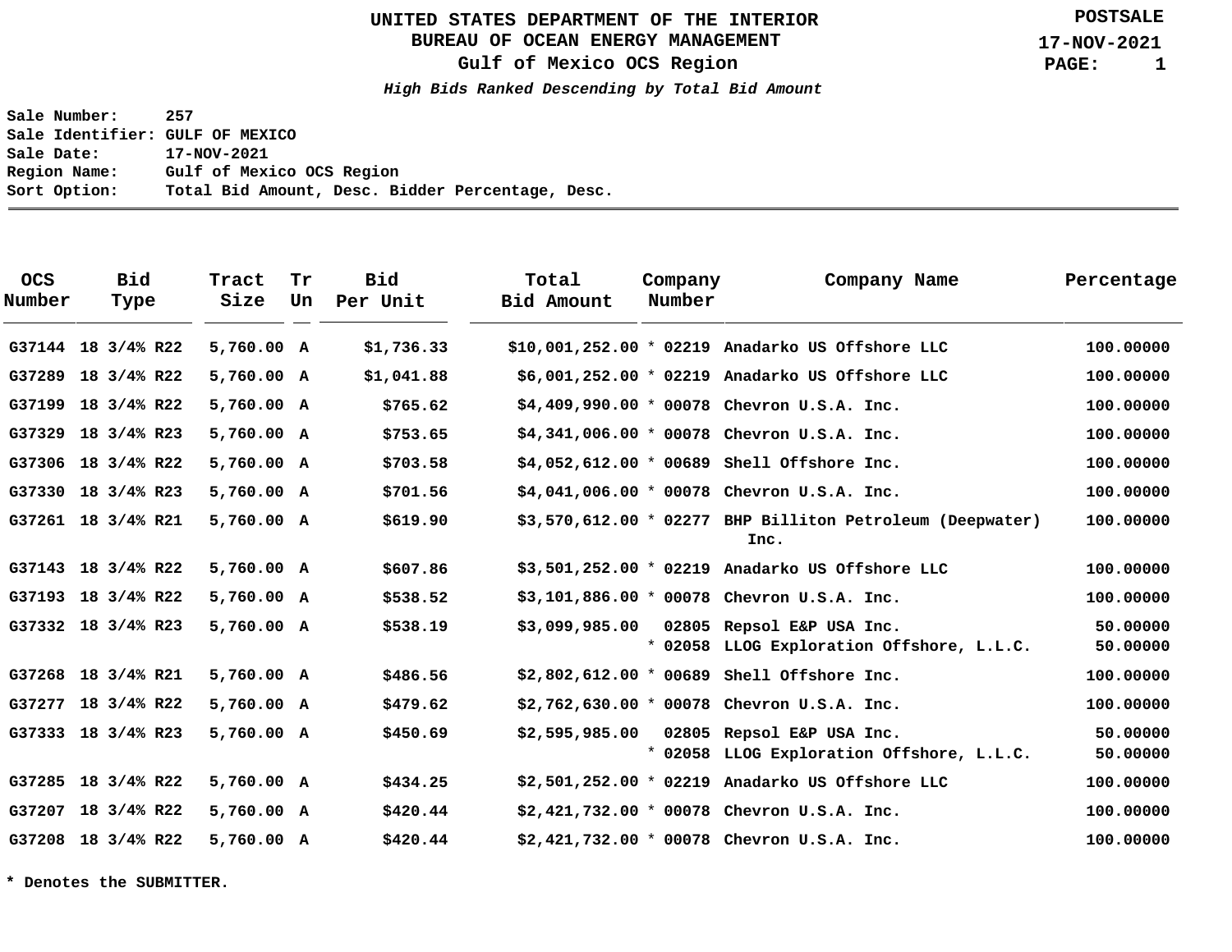# UNITED STATES DEPARTMENT OF THE INTERIOR
## BUREAU OF OCEAN ENERGY MANAGEMENT
### Gulf of Mexico OCS Region

POSTSALE
17-NOV-2021

***High Bids Ranked Descending by Total Bid Amount***

**Sale Number:** 257
**Sale Identifier:** GULF OF MEXICO
**Sale Date:** 17-NOV-2021
**Region Name:** Gulf of Mexico OCS Region
**Sort Option:** Total Bid Amount, Desc. Bidder Percentage, Desc.

| OCS Number | Bid Type | Tract Size | Tr Un | Bid Per Unit | Total Bid Amount | Company Number | Company Name | Percentage |
|---|---|---|---|---|---|---|---|---|
| G37144 | 18 3/4% R22 | 5,760.00 | A | $1,736.33 | $10,001,252.00 | * 02219 | Anadarko US Offshore LLC | 100.00000 |
| G37289 | 18 3/4% R22 | 5,760.00 | A | $1,041.88 | $6,001,252.00 | * 02219 | Anadarko US Offshore LLC | 100.00000 |
| G37199 | 18 3/4% R22 | 5,760.00 | A | $765.62 | $4,409,990.00 | * 00078 | Chevron U.S.A. Inc. | 100.00000 |
| G37329 | 18 3/4% R23 | 5,760.00 | A | $753.65 | $4,341,006.00 | * 00078 | Chevron U.S.A. Inc. | 100.00000 |
| G37306 | 18 3/4% R22 | 5,760.00 | A | $703.58 | $4,052,612.00 | * 00689 | Shell Offshore Inc. | 100.00000 |
| G37330 | 18 3/4% R23 | 5,760.00 | A | $701.56 | $4,041,006.00 | * 00078 | Chevron U.S.A. Inc. | 100.00000 |
| G37261 | 18 3/4% R21 | 5,760.00 | A | $619.90 | $3,570,612.00 | * 02277 | BHP Billiton Petroleum (Deepwater) Inc. | 100.00000 |
| G37143 | 18 3/4% R22 | 5,760.00 | A | $607.86 | $3,501,252.00 | * 02219 | Anadarko US Offshore LLC | 100.00000 |
| G37193 | 18 3/4% R22 | 5,760.00 | A | $538.52 | $3,101,886.00 | * 00078 | Chevron U.S.A. Inc. | 100.00000 |
| G37332 | 18 3/4% R23 | 5,760.00 | A | $538.19 | $3,099,985.00 | 02805 | Repsol E&P USA Inc. | 50.00000 |
| | | | | | | * 02058 | LLOG Exploration Offshore, L.L.C. | 50.00000 |
| G37268 | 18 3/4% R21 | 5,760.00 | A | $486.56 | $2,802,612.00 | * 00689 | Shell Offshore Inc. | 100.00000 |
| G37277 | 18 3/4% R22 | 5,760.00 | A | $479.62 | $2,762,630.00 | * 00078 | Chevron U.S.A. Inc. | 100.00000 |
| G37333 | 18 3/4% R23 | 5,760.00 | A | $450.69 | $2,595,985.00 | 02805 | Repsol E&P USA Inc. | 50.00000 |
| | | | | | | * 02058 | LLOG Exploration Offshore, L.L.C. | 50.00000 |
| G37285 | 18 3/4% R22 | 5,760.00 | A | $434.25 | $2,501,252.00 | * 02219 | Anadarko US Offshore LLC | 100.00000 |
| G37207 | 18 3/4% R22 | 5,760.00 | A | $420.44 | $2,421,732.00 | * 00078 | Chevron U.S.A. Inc. | 100.00000 |
| G37208 | 18 3/4% R22 | 5,760.00 | A | $420.44 | $2,421,732.00 | * 00078 | Chevron U.S.A. Inc. | 100.00000 |

**\* Denotes the SUBMITTER.**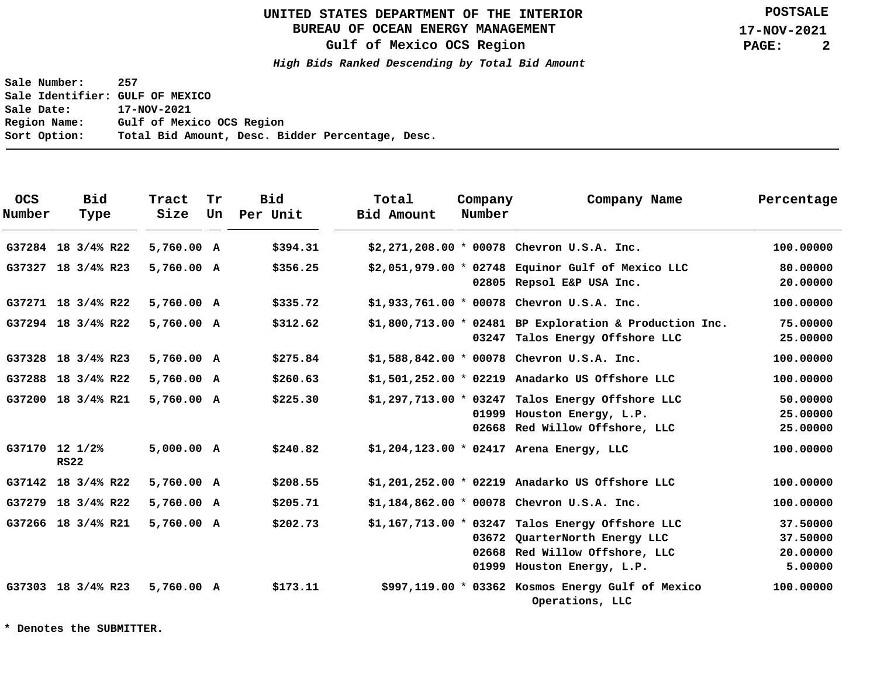# UNITED STATES DEPARTMENT OF THE INTERIOR
## BUREAU OF OCEAN ENERGY MANAGEMENT
## Gulf of Mexico OCS Region

POSTSALE
17-NOV-2021

***High Bids Ranked Descending by Total Bid Amount***

**Sale Number:** 257
**Sale Identifier:** GULF OF MEXICO
**Sale Date:** 17-NOV-2021
**Region Name:** Gulf of Mexico OCS Region
**Sort Option:** Total Bid Amount, Desc. Bidder Percentage, Desc.

| OCS Number | Bid Type | Tract Size | Tr Un | Bid Per Unit | Total Bid Amount | Company Number | Company Name | Percentage |
|---|---|---|---|---|---|---|---|---|
| G37284 | 18 3/4% R22 | 5,760.00 | A | $394.31 | $2,271,208.00 * | 00078 | Chevron U.S.A. Inc. | 100.00000 |
| G37327 | 18 3/4% R23 | 5,760.00 | A | $356.25 | $2,051,979.00 * | 02748 | Equinor Gulf of Mexico LLC | 80.00000 |
| | | | | | | 02805 | Repsol E&P USA Inc. | 20.00000 |
| G37271 | 18 3/4% R22 | 5,760.00 | A | $335.72 | $1,933,761.00 * | 00078 | Chevron U.S.A. Inc. | 100.00000 |
| G37294 | 18 3/4% R22 | 5,760.00 | A | $312.62 | $1,800,713.00 * | 02481 | BP Exploration & Production Inc. | 75.00000 |
| | | | | | | 03247 | Talos Energy Offshore LLC | 25.00000 |
| G37328 | 18 3/4% R23 | 5,760.00 | A | $275.84 | $1,588,842.00 * | 00078 | Chevron U.S.A. Inc. | 100.00000 |
| G37288 | 18 3/4% R22 | 5,760.00 | A | $260.63 | $1,501,252.00 * | 02219 | Anadarko US Offshore LLC | 100.00000 |
| G37200 | 18 3/4% R21 | 5,760.00 | A | $225.30 | $1,297,713.00 * | 03247 | Talos Energy Offshore LLC | 50.00000 |
| | | | | | | 01999 | Houston Energy, L.P. | 25.00000 |
| | | | | | | 02668 | Red Willow Offshore, LLC | 25.00000 |
| G37170 | 12 1/2% RS22 | 5,000.00 | A | $240.82 | $1,204,123.00 * | 02417 | Arena Energy, LLC | 100.00000 |
| G37142 | 18 3/4% R22 | 5,760.00 | A | $208.55 | $1,201,252.00 * | 02219 | Anadarko US Offshore LLC | 100.00000 |
| G37279 | 18 3/4% R22 | 5,760.00 | A | $205.71 | $1,184,862.00 * | 00078 | Chevron U.S.A. Inc. | 100.00000 |
| G37266 | 18 3/4% R21 | 5,760.00 | A | $202.73 | $1,167,713.00 * | 03247 | Talos Energy Offshore LLC | 37.50000 |
| | | | | | | 03672 | QuarterNorth Energy LLC | 37.50000 |
| | | | | | | 02668 | Red Willow Offshore, LLC | 20.00000 |
| | | | | | | 01999 | Houston Energy, L.P. | 5.00000 |
| G37303 | 18 3/4% R23 | 5,760.00 | A | $173.11 | $997,119.00 * | 03362 | Kosmos Energy Gulf of Mexico Operations, LLC | 100.00000 |

**\* Denotes the SUBMITTER.**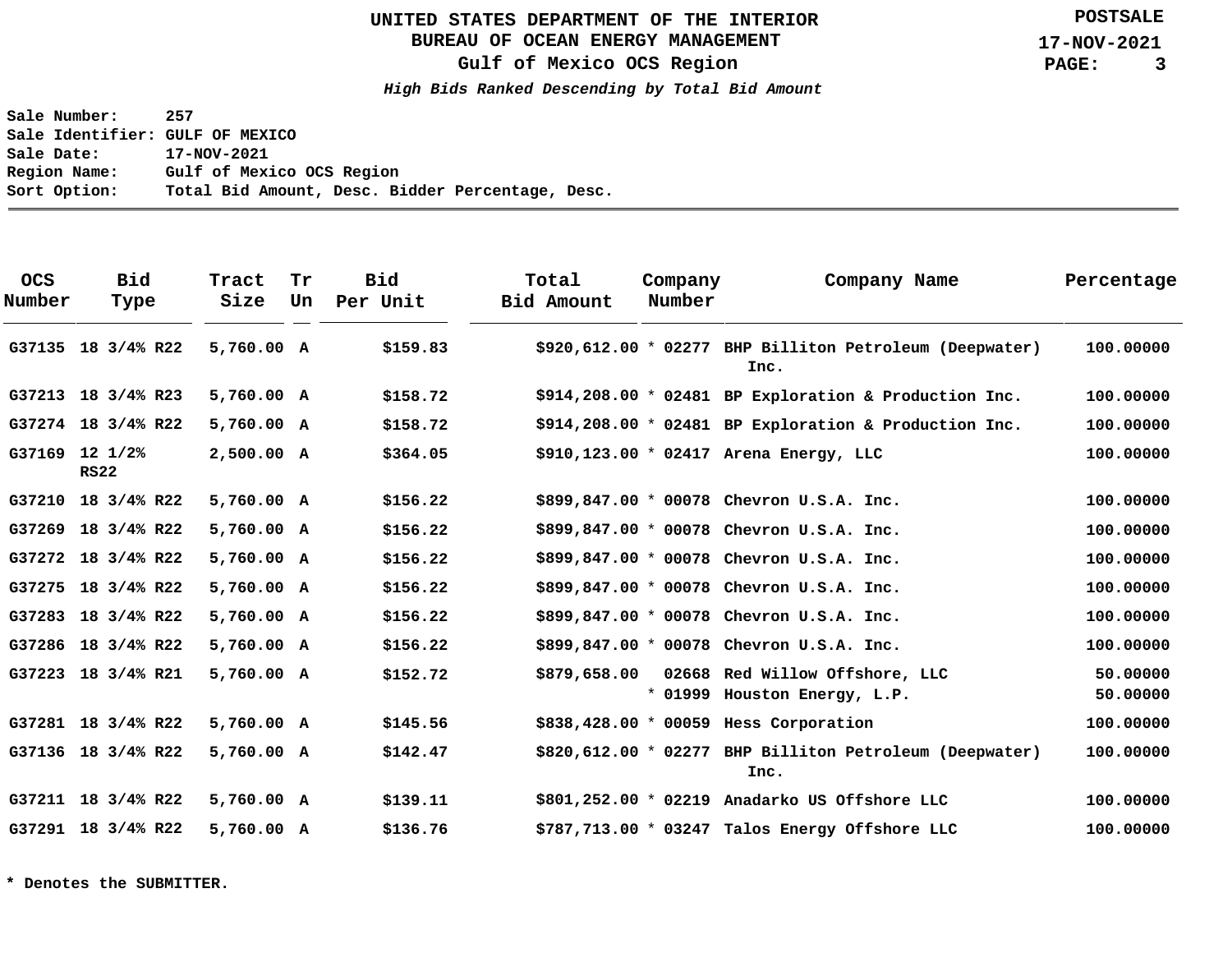# UNITED STATES DEPARTMENT OF THE INTERIOR
## BUREAU OF OCEAN ENERGY MANAGEMENT
### Gulf of Mexico OCS Region

***High Bids Ranked Descending by Total Bid Amount***

**Sale Number:** 257
**Sale Identifier:** GULF OF MEXICO
**Sale Date:** 17-NOV-2021
**Region Name:** Gulf of Mexico OCS Region
**Sort Option:** Total Bid Amount, Desc. Bidder Percentage, Desc.

| OCS Number | Bid Type | Tract Size | Tr Un | Bid Per Unit | Total Bid Amount | Company Number | Company Name | Percentage |
|---|---|---|---|---|---|---|---|---|
| G37135 | 18 3/4% R22 | 5,760.00 | A | $159.83 | $920,612.00 | * 02277 | BHP Billiton Petroleum (Deepwater) Inc. | 100.00000 |
| G37213 | 18 3/4% R23 | 5,760.00 | A | $158.72 | $914,208.00 | * 02481 | BP Exploration & Production Inc. | 100.00000 |
| G37274 | 18 3/4% R22 | 5,760.00 | A | $158.72 | $914,208.00 | * 02481 | BP Exploration & Production Inc. | 100.00000 |
| G37169 | 12 1/2% RS22 | 2,500.00 | A | $364.05 | $910,123.00 | * 02417 | Arena Energy, LLC | 100.00000 |
| G37210 | 18 3/4% R22 | 5,760.00 | A | $156.22 | $899,847.00 | * 00078 | Chevron U.S.A. Inc. | 100.00000 |
| G37269 | 18 3/4% R22 | 5,760.00 | A | $156.22 | $899,847.00 | * 00078 | Chevron U.S.A. Inc. | 100.00000 |
| G37272 | 18 3/4% R22 | 5,760.00 | A | $156.22 | $899,847.00 | * 00078 | Chevron U.S.A. Inc. | 100.00000 |
| G37275 | 18 3/4% R22 | 5,760.00 | A | $156.22 | $899,847.00 | * 00078 | Chevron U.S.A. Inc. | 100.00000 |
| G37283 | 18 3/4% R22 | 5,760.00 | A | $156.22 | $899,847.00 | * 00078 | Chevron U.S.A. Inc. | 100.00000 |
| G37286 | 18 3/4% R22 | 5,760.00 | A | $156.22 | $899,847.00 | * 00078 | Chevron U.S.A. Inc. | 100.00000 |
| G37223 | 18 3/4% R21 | 5,760.00 | A | $152.72 | $879,658.00 | 02668 | Red Willow Offshore, LLC | 50.00000 |
| | | | | | | * 01999 | Houston Energy, L.P. | 50.00000 |
| G37281 | 18 3/4% R22 | 5,760.00 | A | $145.56 | $838,428.00 | * 00059 | Hess Corporation | 100.00000 |
| G37136 | 18 3/4% R22 | 5,760.00 | A | $142.47 | $820,612.00 | * 02277 | BHP Billiton Petroleum (Deepwater) Inc. | 100.00000 |
| G37211 | 18 3/4% R22 | 5,760.00 | A | $139.11 | $801,252.00 | * 02219 | Anadarko US Offshore LLC | 100.00000 |
| G37291 | 18 3/4% R22 | 5,760.00 | A | $136.76 | $787,713.00 | * 03247 | Talos Energy Offshore LLC | 100.00000 |

**\* Denotes the SUBMITTER.**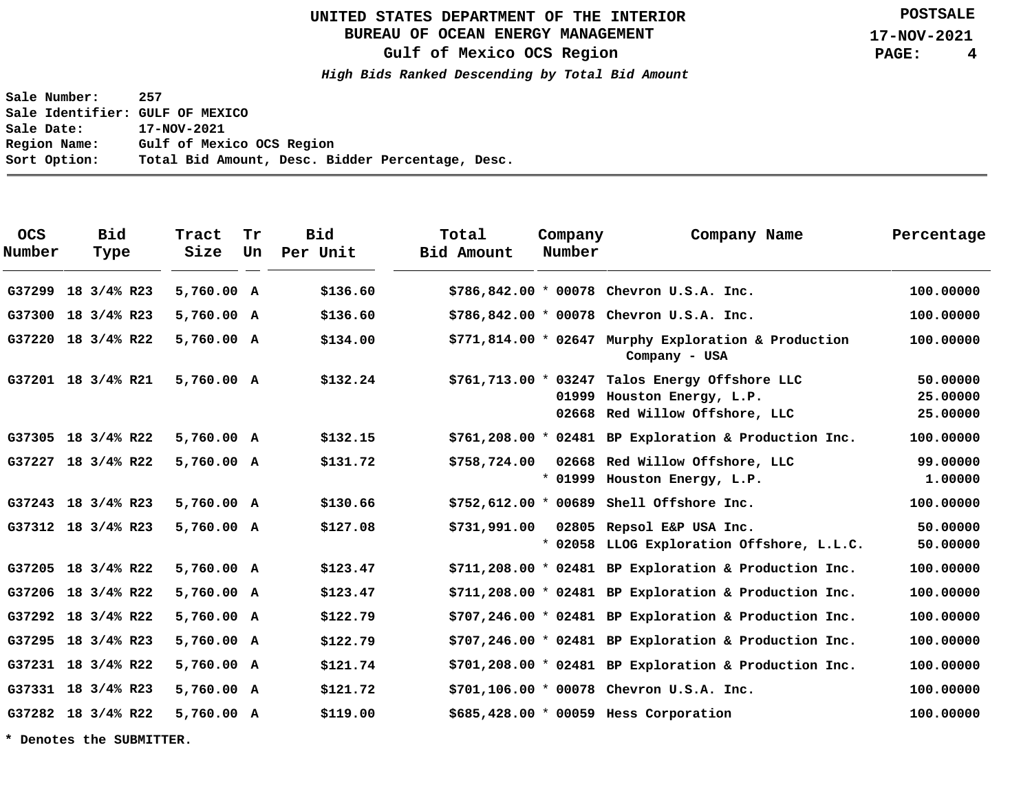# UNITED STATES DEPARTMENT OF THE INTERIOR
## BUREAU OF OCEAN ENERGY MANAGEMENT
### Gulf of Mexico OCS Region

***High Bids Ranked Descending by Total Bid Amount***

POSTSALE
17-NOV-2021

**Sale Number:** 257
**Sale Identifier:** GULF OF MEXICO
**Sale Date:** 17-NOV-2021
**Region Name:** Gulf of Mexico OCS Region
**Sort Option:** Total Bid Amount, Desc. Bidder Percentage, Desc.

| OCS Number | Bid Type | Tract Size | Tr Un | Bid Per Unit | Total Bid Amount | | Company Number | Company Name | Percentage |
|---|---|---|---|---|---|---|---|---|---|
| G37299 | 18 3/4% R23 | 5,760.00 | A | $136.60 | $786,842.00 | * | 00078 | Chevron U.S.A. Inc. | 100.00000 |
| G37300 | 18 3/4% R23 | 5,760.00 | A | $136.60 | $786,842.00 | * | 00078 | Chevron U.S.A. Inc. | 100.00000 |
| G37220 | 18 3/4% R22 | 5,760.00 | A | $134.00 | $771,814.00 | * | 02647 | Murphy Exploration & Production Company - USA | 100.00000 |
| G37201 | 18 3/4% R21 | 5,760.00 | A | $132.24 | $761,713.00 | * | 03247 | Talos Energy Offshore LLC | 50.00000 |
| | | | | | | | 01999 | Houston Energy, L.P. | 25.00000 |
| | | | | | | | 02668 | Red Willow Offshore, LLC | 25.00000 |
| G37305 | 18 3/4% R22 | 5,760.00 | A | $132.15 | $761,208.00 | * | 02481 | BP Exploration & Production Inc. | 100.00000 |
| G37227 | 18 3/4% R22 | 5,760.00 | A | $131.72 | $758,724.00 | | 02668 | Red Willow Offshore, LLC | 99.00000 |
| | | | | | | * | 01999 | Houston Energy, L.P. | 1.00000 |
| G37243 | 18 3/4% R23 | 5,760.00 | A | $130.66 | $752,612.00 | * | 00689 | Shell Offshore Inc. | 100.00000 |
| G37312 | 18 3/4% R23 | 5,760.00 | A | $127.08 | $731,991.00 | | 02805 | Repsol E&P USA Inc. | 50.00000 |
| | | | | | | * | 02058 | LLOG Exploration Offshore, L.L.C. | 50.00000 |
| G37205 | 18 3/4% R22 | 5,760.00 | A | $123.47 | $711,208.00 | * | 02481 | BP Exploration & Production Inc. | 100.00000 |
| G37206 | 18 3/4% R22 | 5,760.00 | A | $123.47 | $711,208.00 | * | 02481 | BP Exploration & Production Inc. | 100.00000 |
| G37292 | 18 3/4% R22 | 5,760.00 | A | $122.79 | $707,246.00 | * | 02481 | BP Exploration & Production Inc. | 100.00000 |
| G37295 | 18 3/4% R23 | 5,760.00 | A | $122.79 | $707,246.00 | * | 02481 | BP Exploration & Production Inc. | 100.00000 |
| G37231 | 18 3/4% R22 | 5,760.00 | A | $121.74 | $701,208.00 | * | 02481 | BP Exploration & Production Inc. | 100.00000 |
| G37331 | 18 3/4% R23 | 5,760.00 | A | $121.72 | $701,106.00 | * | 00078 | Chevron U.S.A. Inc. | 100.00000 |
| G37282 | 18 3/4% R22 | 5,760.00 | A | $119.00 | $685,428.00 | * | 00059 | Hess Corporation | 100.00000 |

**\* Denotes the SUBMITTER.**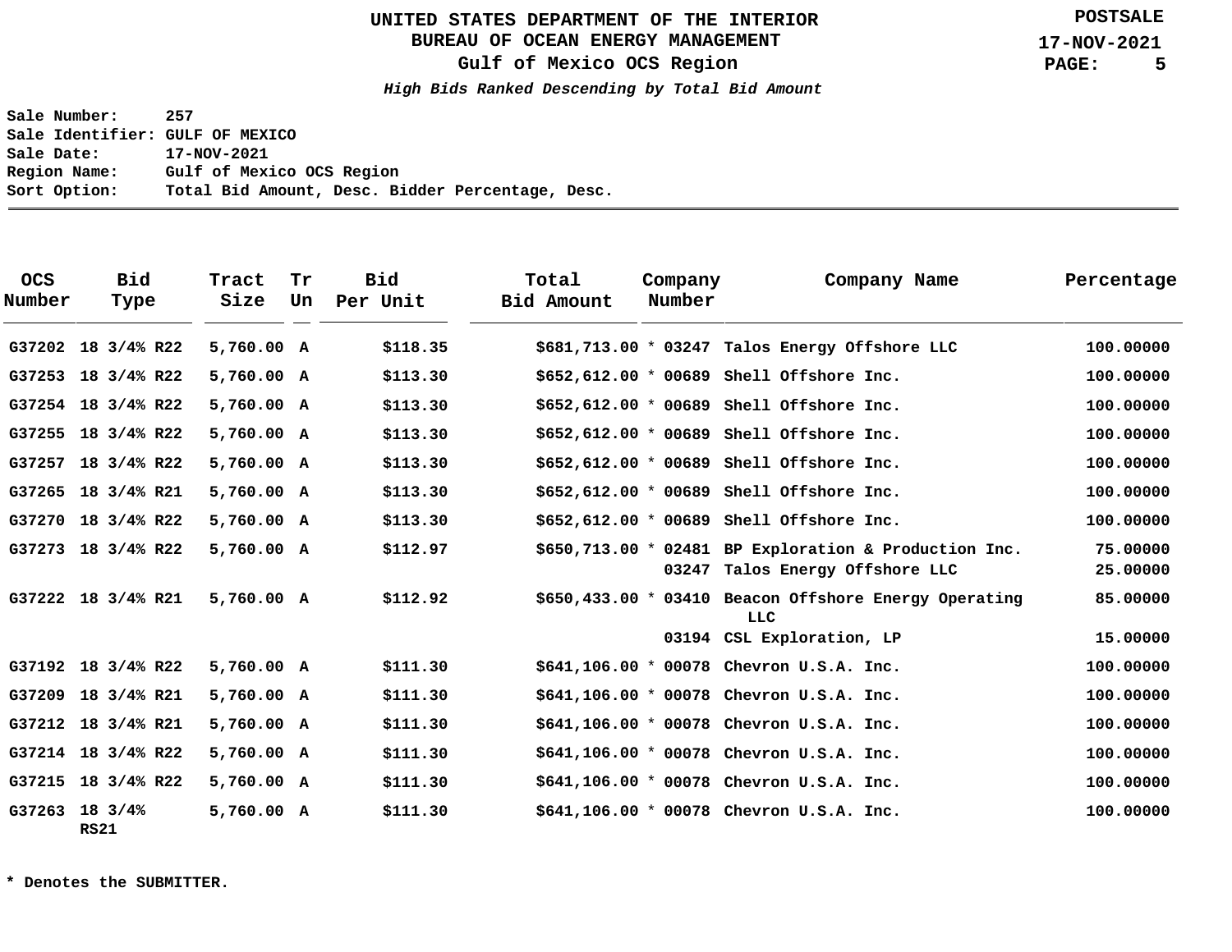# UNITED STATES DEPARTMENT OF THE INTERIOR
## BUREAU OF OCEAN ENERGY MANAGEMENT
### Gulf of Mexico OCS Region

POSTSALE
17-NOV-2021

***High Bids Ranked Descending by Total Bid Amount***

**Sale Number:** 257
**Sale Identifier:** GULF OF MEXICO
**Sale Date:** 17-NOV-2021
**Region Name:** Gulf of Mexico OCS Region
**Sort Option:** Total Bid Amount, Desc. Bidder Percentage, Desc.

| OCS Number | Bid Type | Tract Size | Tr Un | Bid Per Unit | Total Bid Amount | Company Number | Company Name | Percentage |
|---|---|---|---|---|---|---|---|---|
| G37202 | 18 3/4% R22 | 5,760.00 | A | $118.35 | $681,713.00 * | 03247 | Talos Energy Offshore LLC | 100.00000 |
| G37253 | 18 3/4% R22 | 5,760.00 | A | $113.30 | $652,612.00 * | 00689 | Shell Offshore Inc. | 100.00000 |
| G37254 | 18 3/4% R22 | 5,760.00 | A | $113.30 | $652,612.00 * | 00689 | Shell Offshore Inc. | 100.00000 |
| G37255 | 18 3/4% R22 | 5,760.00 | A | $113.30 | $652,612.00 * | 00689 | Shell Offshore Inc. | 100.00000 |
| G37257 | 18 3/4% R22 | 5,760.00 | A | $113.30 | $652,612.00 * | 00689 | Shell Offshore Inc. | 100.00000 |
| G37265 | 18 3/4% R21 | 5,760.00 | A | $113.30 | $652,612.00 * | 00689 | Shell Offshore Inc. | 100.00000 |
| G37270 | 18 3/4% R22 | 5,760.00 | A | $113.30 | $652,612.00 * | 00689 | Shell Offshore Inc. | 100.00000 |
| G37273 | 18 3/4% R22 | 5,760.00 | A | $112.97 | $650,713.00 * | 02481 | BP Exploration & Production Inc. | 75.00000 |
| | | | | | | 03247 | Talos Energy Offshore LLC | 25.00000 |
| G37222 | 18 3/4% R21 | 5,760.00 | A | $112.92 | $650,433.00 * | 03410 | Beacon Offshore Energy Operating LLC | 85.00000 |
| | | | | | | 03194 | CSL Exploration, LP | 15.00000 |
| G37192 | 18 3/4% R22 | 5,760.00 | A | $111.30 | $641,106.00 * | 00078 | Chevron U.S.A. Inc. | 100.00000 |
| G37209 | 18 3/4% R21 | 5,760.00 | A | $111.30 | $641,106.00 * | 00078 | Chevron U.S.A. Inc. | 100.00000 |
| G37212 | 18 3/4% R21 | 5,760.00 | A | $111.30 | $641,106.00 * | 00078 | Chevron U.S.A. Inc. | 100.00000 |
| G37214 | 18 3/4% R22 | 5,760.00 | A | $111.30 | $641,106.00 * | 00078 | Chevron U.S.A. Inc. | 100.00000 |
| G37215 | 18 3/4% R22 | 5,760.00 | A | $111.30 | $641,106.00 * | 00078 | Chevron U.S.A. Inc. | 100.00000 |
| G37263 | 18 3/4% RS21 | 5,760.00 | A | $111.30 | $641,106.00 * | 00078 | Chevron U.S.A. Inc. | 100.00000 |

**\* Denotes the SUBMITTER.**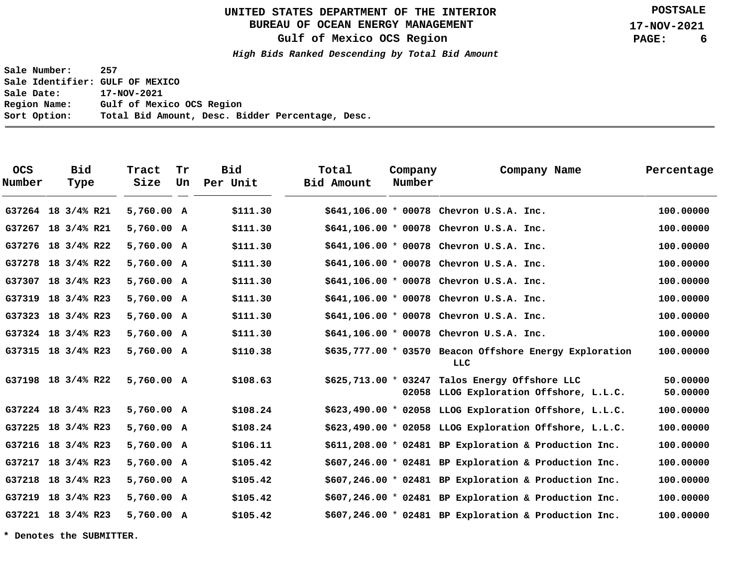# UNITED STATES DEPARTMENT OF THE INTERIOR
## BUREAU OF OCEAN ENERGY MANAGEMENT
### Gulf of Mexico OCS Region

POSTSALE
17-NOV-2021

***High Bids Ranked Descending by Total Bid Amount***

**Sale Number:** 257
**Sale Identifier:** GULF OF MEXICO
**Sale Date:** 17-NOV-2021
**Region Name:** Gulf of Mexico OCS Region
**Sort Option:** Total Bid Amount, Desc. Bidder Percentage, Desc.

| OCS Number | Bid Type | Tract Size | Tr Un | Bid Per Unit | Total Bid Amount | | Company Number | Company Name | Percentage |
|---|---|---|---|---|---|---|---|---|---|
| G37264 | 18 3/4% R21 | 5,760.00 | A | $111.30 | $641,106.00 | * | 00078 | Chevron U.S.A. Inc. | 100.00000 |
| G37267 | 18 3/4% R21 | 5,760.00 | A | $111.30 | $641,106.00 | * | 00078 | Chevron U.S.A. Inc. | 100.00000 |
| G37276 | 18 3/4% R22 | 5,760.00 | A | $111.30 | $641,106.00 | * | 00078 | Chevron U.S.A. Inc. | 100.00000 |
| G37278 | 18 3/4% R22 | 5,760.00 | A | $111.30 | $641,106.00 | * | 00078 | Chevron U.S.A. Inc. | 100.00000 |
| G37307 | 18 3/4% R23 | 5,760.00 | A | $111.30 | $641,106.00 | * | 00078 | Chevron U.S.A. Inc. | 100.00000 |
| G37319 | 18 3/4% R23 | 5,760.00 | A | $111.30 | $641,106.00 | * | 00078 | Chevron U.S.A. Inc. | 100.00000 |
| G37323 | 18 3/4% R23 | 5,760.00 | A | $111.30 | $641,106.00 | * | 00078 | Chevron U.S.A. Inc. | 100.00000 |
| G37324 | 18 3/4% R23 | 5,760.00 | A | $111.30 | $641,106.00 | * | 00078 | Chevron U.S.A. Inc. | 100.00000 |
| G37315 | 18 3/4% R23 | 5,760.00 | A | $110.38 | $635,777.00 | * | 03570 | Beacon Offshore Energy Exploration LLC | 100.00000 |
| G37198 | 18 3/4% R22 | 5,760.00 | A | $108.63 | $625,713.00 | * | 03247 | Talos Energy Offshore LLC | 50.00000 |
| | | | | | | | 02058 | LLOG Exploration Offshore, L.L.C. | 50.00000 |
| G37224 | 18 3/4% R23 | 5,760.00 | A | $108.24 | $623,490.00 | * | 02058 | LLOG Exploration Offshore, L.L.C. | 100.00000 |
| G37225 | 18 3/4% R23 | 5,760.00 | A | $108.24 | $623,490.00 | * | 02058 | LLOG Exploration Offshore, L.L.C. | 100.00000 |
| G37216 | 18 3/4% R23 | 5,760.00 | A | $106.11 | $611,208.00 | * | 02481 | BP Exploration & Production Inc. | 100.00000 |
| G37217 | 18 3/4% R23 | 5,760.00 | A | $105.42 | $607,246.00 | * | 02481 | BP Exploration & Production Inc. | 100.00000 |
| G37218 | 18 3/4% R23 | 5,760.00 | A | $105.42 | $607,246.00 | * | 02481 | BP Exploration & Production Inc. | 100.00000 |
| G37219 | 18 3/4% R23 | 5,760.00 | A | $105.42 | $607,246.00 | * | 02481 | BP Exploration & Production Inc. | 100.00000 |
| G37221 | 18 3/4% R23 | 5,760.00 | A | $105.42 | $607,246.00 | * | 02481 | BP Exploration & Production Inc. | 100.00000 |

**\* Denotes the SUBMITTER.**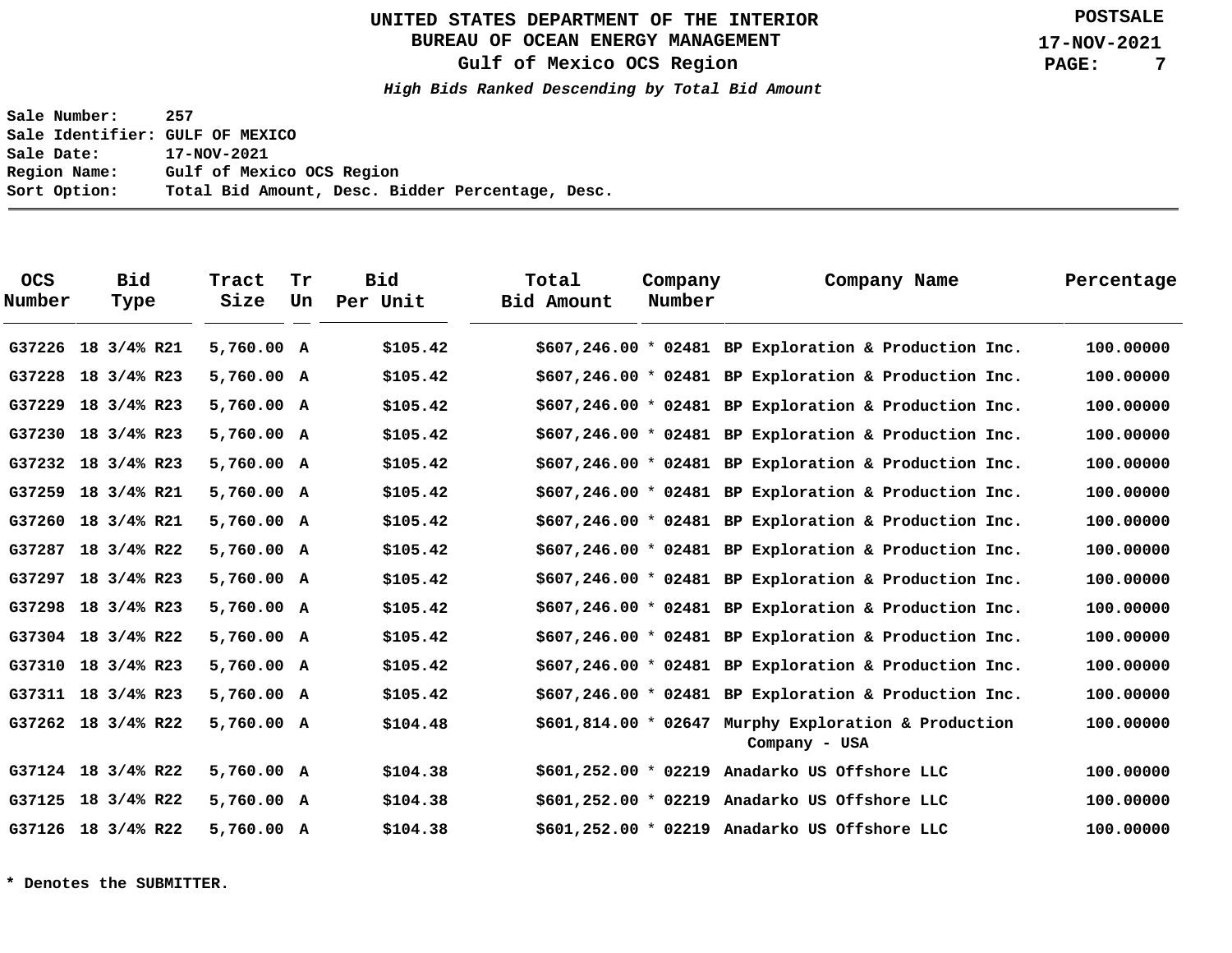# UNITED STATES DEPARTMENT OF THE INTERIOR
## BUREAU OF OCEAN ENERGY MANAGEMENT
### Gulf of Mexico OCS Region

POSTSALE
17-NOV-2021

***High Bids Ranked Descending by Total Bid Amount***

**Sale Number:** 257
**Sale Identifier:** GULF OF MEXICO
**Sale Date:** 17-NOV-2021
**Region Name:** Gulf of Mexico OCS Region
**Sort Option:** Total Bid Amount, Desc. Bidder Percentage, Desc.

| OCS Number | Bid Type | Tract Size | Tr Un | Bid Per Unit | Total Bid Amount | | Company Number | Company Name | Percentage |
|---|---|---|---|---|---|---|---|---|---|
| G37226 | 18 3/4% R21 | 5,760.00 | A | $105.42 | $607,246.00 | * | 02481 | BP Exploration & Production Inc. | 100.00000 |
| G37228 | 18 3/4% R23 | 5,760.00 | A | $105.42 | $607,246.00 | * | 02481 | BP Exploration & Production Inc. | 100.00000 |
| G37229 | 18 3/4% R23 | 5,760.00 | A | $105.42 | $607,246.00 | * | 02481 | BP Exploration & Production Inc. | 100.00000 |
| G37230 | 18 3/4% R23 | 5,760.00 | A | $105.42 | $607,246.00 | * | 02481 | BP Exploration & Production Inc. | 100.00000 |
| G37232 | 18 3/4% R23 | 5,760.00 | A | $105.42 | $607,246.00 | * | 02481 | BP Exploration & Production Inc. | 100.00000 |
| G37259 | 18 3/4% R21 | 5,760.00 | A | $105.42 | $607,246.00 | * | 02481 | BP Exploration & Production Inc. | 100.00000 |
| G37260 | 18 3/4% R21 | 5,760.00 | A | $105.42 | $607,246.00 | * | 02481 | BP Exploration & Production Inc. | 100.00000 |
| G37287 | 18 3/4% R22 | 5,760.00 | A | $105.42 | $607,246.00 | * | 02481 | BP Exploration & Production Inc. | 100.00000 |
| G37297 | 18 3/4% R23 | 5,760.00 | A | $105.42 | $607,246.00 | * | 02481 | BP Exploration & Production Inc. | 100.00000 |
| G37298 | 18 3/4% R23 | 5,760.00 | A | $105.42 | $607,246.00 | * | 02481 | BP Exploration & Production Inc. | 100.00000 |
| G37304 | 18 3/4% R22 | 5,760.00 | A | $105.42 | $607,246.00 | * | 02481 | BP Exploration & Production Inc. | 100.00000 |
| G37310 | 18 3/4% R23 | 5,760.00 | A | $105.42 | $607,246.00 | * | 02481 | BP Exploration & Production Inc. | 100.00000 |
| G37311 | 18 3/4% R23 | 5,760.00 | A | $105.42 | $607,246.00 | * | 02481 | BP Exploration & Production Inc. | 100.00000 |
| G37262 | 18 3/4% R22 | 5,760.00 | A | $104.48 | $601,814.00 | * | 02647 | Murphy Exploration & Production Company - USA | 100.00000 |
| G37124 | 18 3/4% R22 | 5,760.00 | A | $104.38 | $601,252.00 | * | 02219 | Anadarko US Offshore LLC | 100.00000 |
| G37125 | 18 3/4% R22 | 5,760.00 | A | $104.38 | $601,252.00 | * | 02219 | Anadarko US Offshore LLC | 100.00000 |
| G37126 | 18 3/4% R22 | 5,760.00 | A | $104.38 | $601,252.00 | * | 02219 | Anadarko US Offshore LLC | 100.00000 |

**\* Denotes the SUBMITTER.**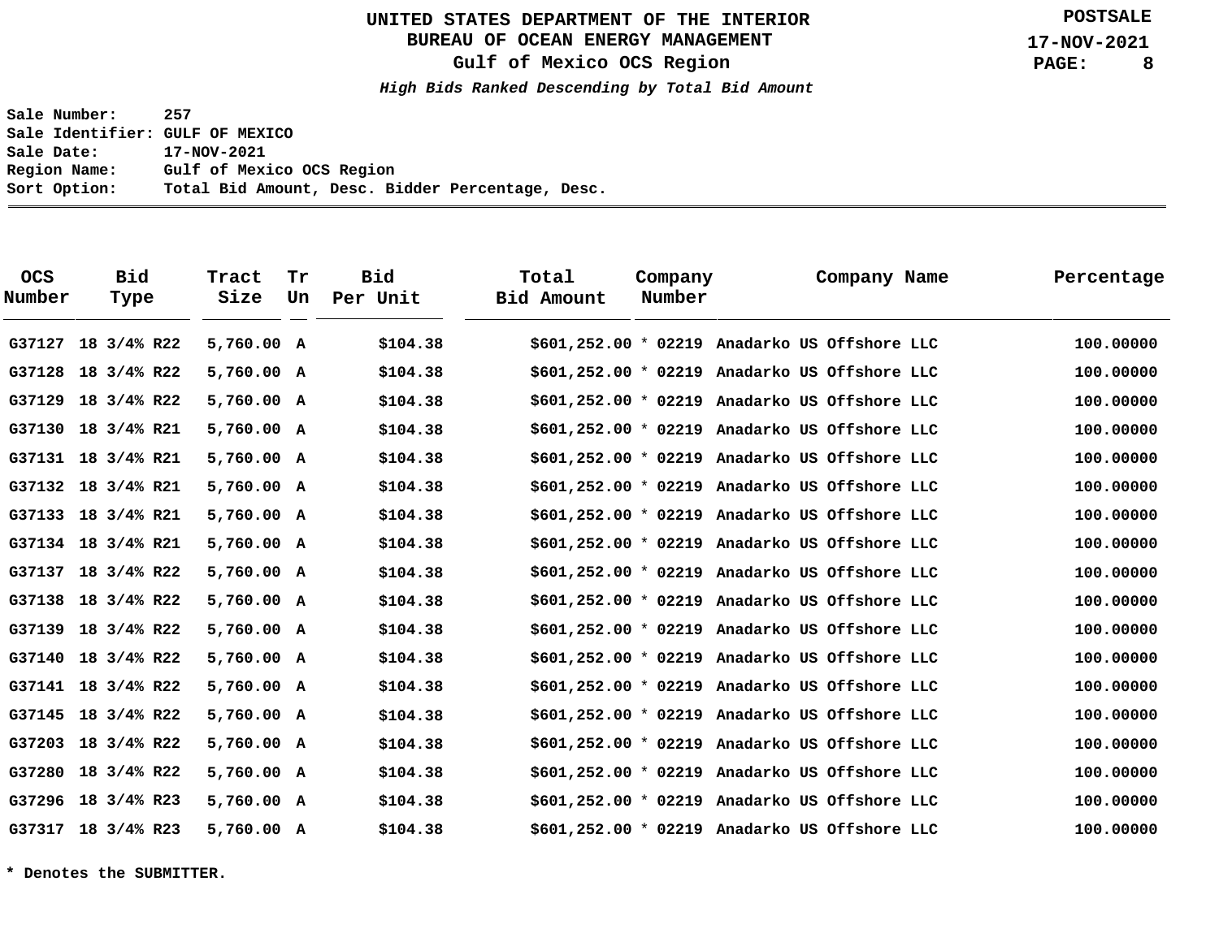# UNITED STATES DEPARTMENT OF THE INTERIOR
## BUREAU OF OCEAN ENERGY MANAGEMENT
### Gulf of Mexico OCS Region

POSTSALE
17-NOV-2021

***High Bids Ranked Descending by Total Bid Amount***

**Sale Number:** 257
**Sale Identifier:** GULF OF MEXICO
**Sale Date:** 17-NOV-2021
**Region Name:** Gulf of Mexico OCS Region
**Sort Option:** Total Bid Amount, Desc. Bidder Percentage, Desc.

| OCS Number | Bid Type | Tract Size | Tr Un | Bid Per Unit | Total Bid Amount | | Company Number | Company Name | Percentage |
|---|---|---|---|---|---|---|---|---|---|
| G37127 | 18 3/4% R22 | 5,760.00 | A | $104.38 | $601,252.00 | * | 02219 | Anadarko US Offshore LLC | 100.00000 |
| G37128 | 18 3/4% R22 | 5,760.00 | A | $104.38 | $601,252.00 | * | 02219 | Anadarko US Offshore LLC | 100.00000 |
| G37129 | 18 3/4% R22 | 5,760.00 | A | $104.38 | $601,252.00 | * | 02219 | Anadarko US Offshore LLC | 100.00000 |
| G37130 | 18 3/4% R21 | 5,760.00 | A | $104.38 | $601,252.00 | * | 02219 | Anadarko US Offshore LLC | 100.00000 |
| G37131 | 18 3/4% R21 | 5,760.00 | A | $104.38 | $601,252.00 | * | 02219 | Anadarko US Offshore LLC | 100.00000 |
| G37132 | 18 3/4% R21 | 5,760.00 | A | $104.38 | $601,252.00 | * | 02219 | Anadarko US Offshore LLC | 100.00000 |
| G37133 | 18 3/4% R21 | 5,760.00 | A | $104.38 | $601,252.00 | * | 02219 | Anadarko US Offshore LLC | 100.00000 |
| G37134 | 18 3/4% R21 | 5,760.00 | A | $104.38 | $601,252.00 | * | 02219 | Anadarko US Offshore LLC | 100.00000 |
| G37137 | 18 3/4% R22 | 5,760.00 | A | $104.38 | $601,252.00 | * | 02219 | Anadarko US Offshore LLC | 100.00000 |
| G37138 | 18 3/4% R22 | 5,760.00 | A | $104.38 | $601,252.00 | * | 02219 | Anadarko US Offshore LLC | 100.00000 |
| G37139 | 18 3/4% R22 | 5,760.00 | A | $104.38 | $601,252.00 | * | 02219 | Anadarko US Offshore LLC | 100.00000 |
| G37140 | 18 3/4% R22 | 5,760.00 | A | $104.38 | $601,252.00 | * | 02219 | Anadarko US Offshore LLC | 100.00000 |
| G37141 | 18 3/4% R22 | 5,760.00 | A | $104.38 | $601,252.00 | * | 02219 | Anadarko US Offshore LLC | 100.00000 |
| G37145 | 18 3/4% R22 | 5,760.00 | A | $104.38 | $601,252.00 | * | 02219 | Anadarko US Offshore LLC | 100.00000 |
| G37203 | 18 3/4% R22 | 5,760.00 | A | $104.38 | $601,252.00 | * | 02219 | Anadarko US Offshore LLC | 100.00000 |
| G37280 | 18 3/4% R22 | 5,760.00 | A | $104.38 | $601,252.00 | * | 02219 | Anadarko US Offshore LLC | 100.00000 |
| G37296 | 18 3/4% R23 | 5,760.00 | A | $104.38 | $601,252.00 | * | 02219 | Anadarko US Offshore LLC | 100.00000 |
| G37317 | 18 3/4% R23 | 5,760.00 | A | $104.38 | $601,252.00 | * | 02219 | Anadarko US Offshore LLC | 100.00000 |

**\* Denotes the SUBMITTER.**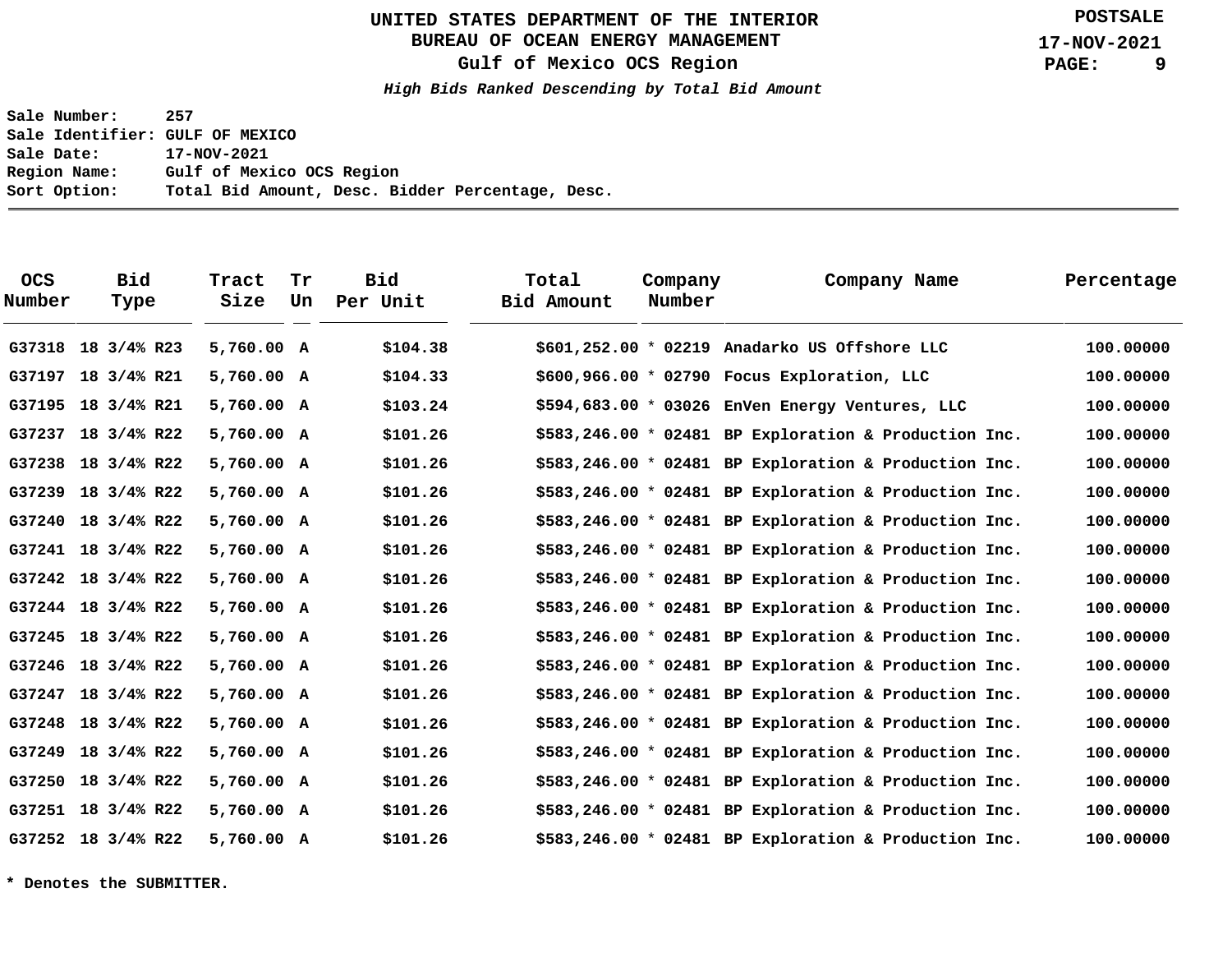# UNITED STATES DEPARTMENT OF THE INTERIOR
## BUREAU OF OCEAN ENERGY MANAGEMENT
### Gulf of Mexico OCS Region

POSTSALE
17-NOV-2021

***High Bids Ranked Descending by Total Bid Amount***

**Sale Number:** 257
**Sale Identifier:** GULF OF MEXICO
**Sale Date:** 17-NOV-2021
**Region Name:** Gulf of Mexico OCS Region
**Sort Option:** Total Bid Amount, Desc. Bidder Percentage, Desc.

| OCS Number | Bid Type | Tract Size | Tr Un | Bid Per Unit | Total Bid Amount | | Company Number | Company Name | Percentage |
|---|---|---|---|---|---|---|---|---|---|
| G37318 | 18 3/4% R23 | 5,760.00 | A | $104.38 | $601,252.00 | * | 02219 | Anadarko US Offshore LLC | 100.00000 |
| G37197 | 18 3/4% R21 | 5,760.00 | A | $104.33 | $600,966.00 | * | 02790 | Focus Exploration, LLC | 100.00000 |
| G37195 | 18 3/4% R21 | 5,760.00 | A | $103.24 | $594,683.00 | * | 03026 | EnVen Energy Ventures, LLC | 100.00000 |
| G37237 | 18 3/4% R22 | 5,760.00 | A | $101.26 | $583,246.00 | * | 02481 | BP Exploration & Production Inc. | 100.00000 |
| G37238 | 18 3/4% R22 | 5,760.00 | A | $101.26 | $583,246.00 | * | 02481 | BP Exploration & Production Inc. | 100.00000 |
| G37239 | 18 3/4% R22 | 5,760.00 | A | $101.26 | $583,246.00 | * | 02481 | BP Exploration & Production Inc. | 100.00000 |
| G37240 | 18 3/4% R22 | 5,760.00 | A | $101.26 | $583,246.00 | * | 02481 | BP Exploration & Production Inc. | 100.00000 |
| G37241 | 18 3/4% R22 | 5,760.00 | A | $101.26 | $583,246.00 | * | 02481 | BP Exploration & Production Inc. | 100.00000 |
| G37242 | 18 3/4% R22 | 5,760.00 | A | $101.26 | $583,246.00 | * | 02481 | BP Exploration & Production Inc. | 100.00000 |
| G37244 | 18 3/4% R22 | 5,760.00 | A | $101.26 | $583,246.00 | * | 02481 | BP Exploration & Production Inc. | 100.00000 |
| G37245 | 18 3/4% R22 | 5,760.00 | A | $101.26 | $583,246.00 | * | 02481 | BP Exploration & Production Inc. | 100.00000 |
| G37246 | 18 3/4% R22 | 5,760.00 | A | $101.26 | $583,246.00 | * | 02481 | BP Exploration & Production Inc. | 100.00000 |
| G37247 | 18 3/4% R22 | 5,760.00 | A | $101.26 | $583,246.00 | * | 02481 | BP Exploration & Production Inc. | 100.00000 |
| G37248 | 18 3/4% R22 | 5,760.00 | A | $101.26 | $583,246.00 | * | 02481 | BP Exploration & Production Inc. | 100.00000 |
| G37249 | 18 3/4% R22 | 5,760.00 | A | $101.26 | $583,246.00 | * | 02481 | BP Exploration & Production Inc. | 100.00000 |
| G37250 | 18 3/4% R22 | 5,760.00 | A | $101.26 | $583,246.00 | * | 02481 | BP Exploration & Production Inc. | 100.00000 |
| G37251 | 18 3/4% R22 | 5,760.00 | A | $101.26 | $583,246.00 | * | 02481 | BP Exploration & Production Inc. | 100.00000 |
| G37252 | 18 3/4% R22 | 5,760.00 | A | $101.26 | $583,246.00 | * | 02481 | BP Exploration & Production Inc. | 100.00000 |

**\* Denotes the SUBMITTER.**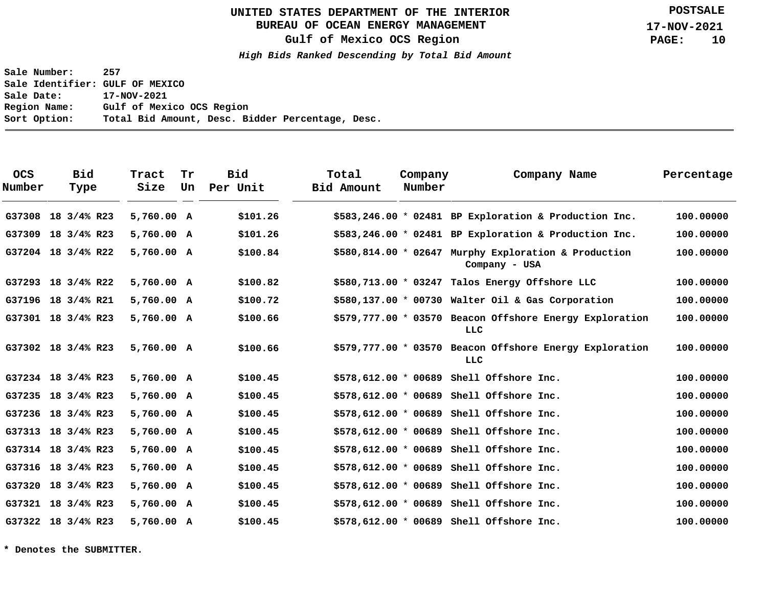# UNITED STATES DEPARTMENT OF THE INTERIOR
## BUREAU OF OCEAN ENERGY MANAGEMENT
### Gulf of Mexico OCS Region

POSTSALE
17-NOV-2021

*High Bids Ranked Descending by Total Bid Amount*

**Sale Number:** 257
**Sale Identifier:** GULF OF MEXICO
**Sale Date:** 17-NOV-2021
**Region Name:** Gulf of Mexico OCS Region
**Sort Option:** Total Bid Amount, Desc. Bidder Percentage, Desc.

| OCS Number | Bid Type | Tract Size | Tr Un | Bid Per Unit | Total Bid Amount | | Company Number | Company Name | Percentage |
|---|---|---|---|---|---|---|---|---|---|
| G37308 | 18 3/4% R23 | 5,760.00 | A | $101.26 | $583,246.00 | * | 02481 | BP Exploration & Production Inc. | 100.00000 |
| G37309 | 18 3/4% R23 | 5,760.00 | A | $101.26 | $583,246.00 | * | 02481 | BP Exploration & Production Inc. | 100.00000 |
| G37204 | 18 3/4% R22 | 5,760.00 | A | $100.84 | $580,814.00 | * | 02647 | Murphy Exploration & Production Company - USA | 100.00000 |
| G37293 | 18 3/4% R22 | 5,760.00 | A | $100.82 | $580,713.00 | * | 03247 | Talos Energy Offshore LLC | 100.00000 |
| G37196 | 18 3/4% R21 | 5,760.00 | A | $100.72 | $580,137.00 | * | 00730 | Walter Oil & Gas Corporation | 100.00000 |
| G37301 | 18 3/4% R23 | 5,760.00 | A | $100.66 | $579,777.00 | * | 03570 | Beacon Offshore Energy Exploration LLC | 100.00000 |
| G37302 | 18 3/4% R23 | 5,760.00 | A | $100.66 | $579,777.00 | * | 03570 | Beacon Offshore Energy Exploration LLC | 100.00000 |
| G37234 | 18 3/4% R23 | 5,760.00 | A | $100.45 | $578,612.00 | * | 00689 | Shell Offshore Inc. | 100.00000 |
| G37235 | 18 3/4% R23 | 5,760.00 | A | $100.45 | $578,612.00 | * | 00689 | Shell Offshore Inc. | 100.00000 |
| G37236 | 18 3/4% R23 | 5,760.00 | A | $100.45 | $578,612.00 | * | 00689 | Shell Offshore Inc. | 100.00000 |
| G37313 | 18 3/4% R23 | 5,760.00 | A | $100.45 | $578,612.00 | * | 00689 | Shell Offshore Inc. | 100.00000 |
| G37314 | 18 3/4% R23 | 5,760.00 | A | $100.45 | $578,612.00 | * | 00689 | Shell Offshore Inc. | 100.00000 |
| G37316 | 18 3/4% R23 | 5,760.00 | A | $100.45 | $578,612.00 | * | 00689 | Shell Offshore Inc. | 100.00000 |
| G37320 | 18 3/4% R23 | 5,760.00 | A | $100.45 | $578,612.00 | * | 00689 | Shell Offshore Inc. | 100.00000 |
| G37321 | 18 3/4% R23 | 5,760.00 | A | $100.45 | $578,612.00 | * | 00689 | Shell Offshore Inc. | 100.00000 |
| G37322 | 18 3/4% R23 | 5,760.00 | A | $100.45 | $578,612.00 | * | 00689 | Shell Offshore Inc. | 100.00000 |

**\* Denotes the SUBMITTER.**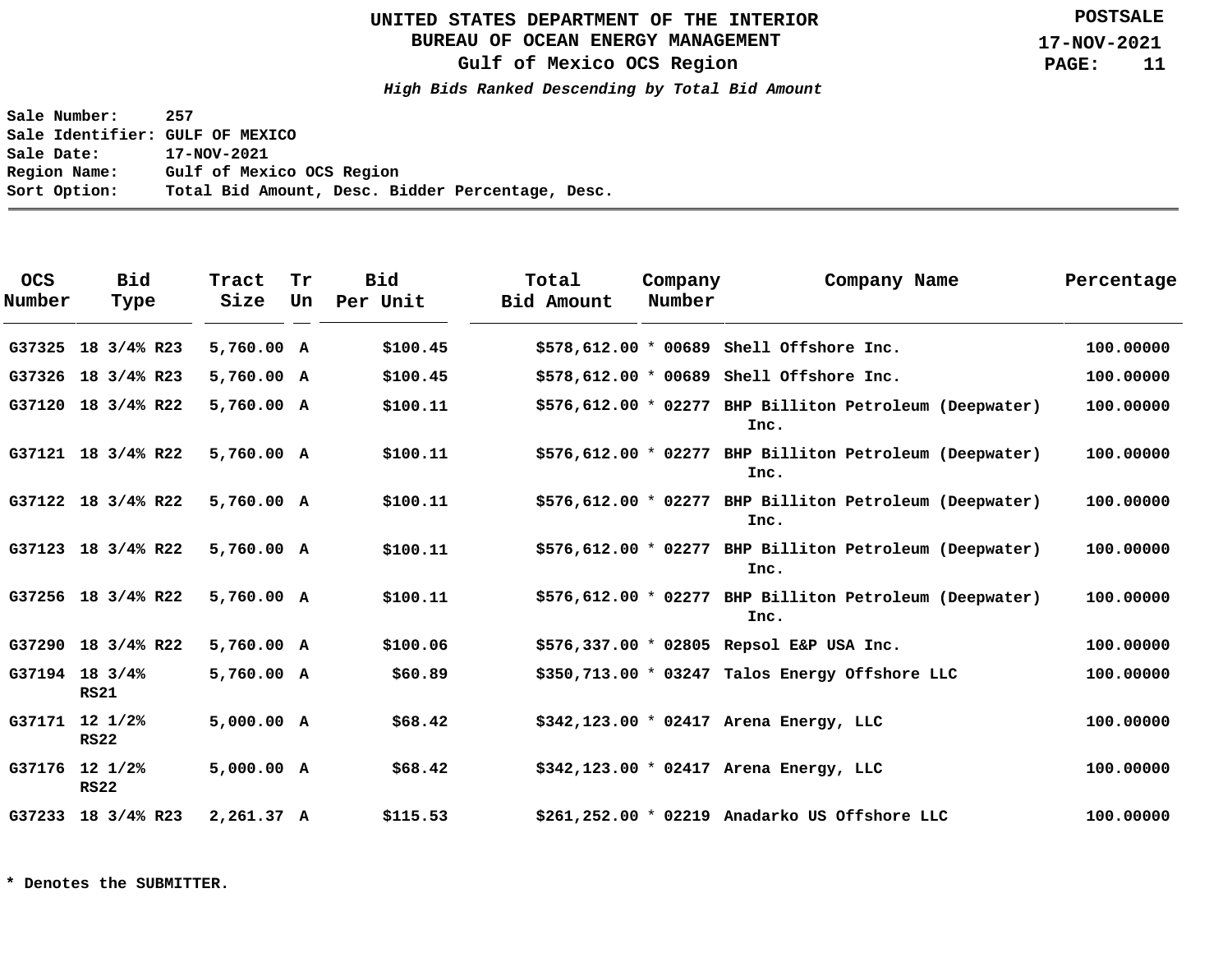# UNITED STATES DEPARTMENT OF THE INTERIOR
## BUREAU OF OCEAN ENERGY MANAGEMENT
## Gulf of Mexico OCS Region

POSTSALE
17-NOV-2021

***High Bids Ranked Descending by Total Bid Amount***

**Sale Number:** 257
**Sale Identifier:** GULF OF MEXICO
**Sale Date:** 17-NOV-2021
**Region Name:** Gulf of Mexico OCS Region
**Sort Option:** Total Bid Amount, Desc. Bidder Percentage, Desc.

| OCS Number | Bid Type | Tract Size | Tr Un | Bid Per Unit | Total Bid Amount | | Company Number | Company Name | Percentage |
|---|---|---|---|---|---|---|---|---|---|
| G37325 | 18 3/4% R23 | 5,760.00 | A | $100.45 | $578,612.00 | * | 00689 | Shell Offshore Inc. | 100.00000 |
| G37326 | 18 3/4% R23 | 5,760.00 | A | $100.45 | $578,612.00 | * | 00689 | Shell Offshore Inc. | 100.00000 |
| G37120 | 18 3/4% R22 | 5,760.00 | A | $100.11 | $576,612.00 | * | 02277 | BHP Billiton Petroleum (Deepwater) Inc. | 100.00000 |
| G37121 | 18 3/4% R22 | 5,760.00 | A | $100.11 | $576,612.00 | * | 02277 | BHP Billiton Petroleum (Deepwater) Inc. | 100.00000 |
| G37122 | 18 3/4% R22 | 5,760.00 | A | $100.11 | $576,612.00 | * | 02277 | BHP Billiton Petroleum (Deepwater) Inc. | 100.00000 |
| G37123 | 18 3/4% R22 | 5,760.00 | A | $100.11 | $576,612.00 | * | 02277 | BHP Billiton Petroleum (Deepwater) Inc. | 100.00000 |
| G37256 | 18 3/4% R22 | 5,760.00 | A | $100.11 | $576,612.00 | * | 02277 | BHP Billiton Petroleum (Deepwater) Inc. | 100.00000 |
| G37290 | 18 3/4% R22 | 5,760.00 | A | $100.06 | $576,337.00 | * | 02805 | Repsol E&P USA Inc. | 100.00000 |
| G37194 | 18 3/4% RS21 | 5,760.00 | A | $60.89 | $350,713.00 | * | 03247 | Talos Energy Offshore LLC | 100.00000 |
| G37171 | 12 1/2% RS22 | 5,000.00 | A | $68.42 | $342,123.00 | * | 02417 | Arena Energy, LLC | 100.00000 |
| G37176 | 12 1/2% RS22 | 5,000.00 | A | $68.42 | $342,123.00 | * | 02417 | Arena Energy, LLC | 100.00000 |
| G37233 | 18 3/4% R23 | 2,261.37 | A | $115.53 | $261,252.00 | * | 02219 | Anadarko US Offshore LLC | 100.00000 |

**\* Denotes the SUBMITTER.**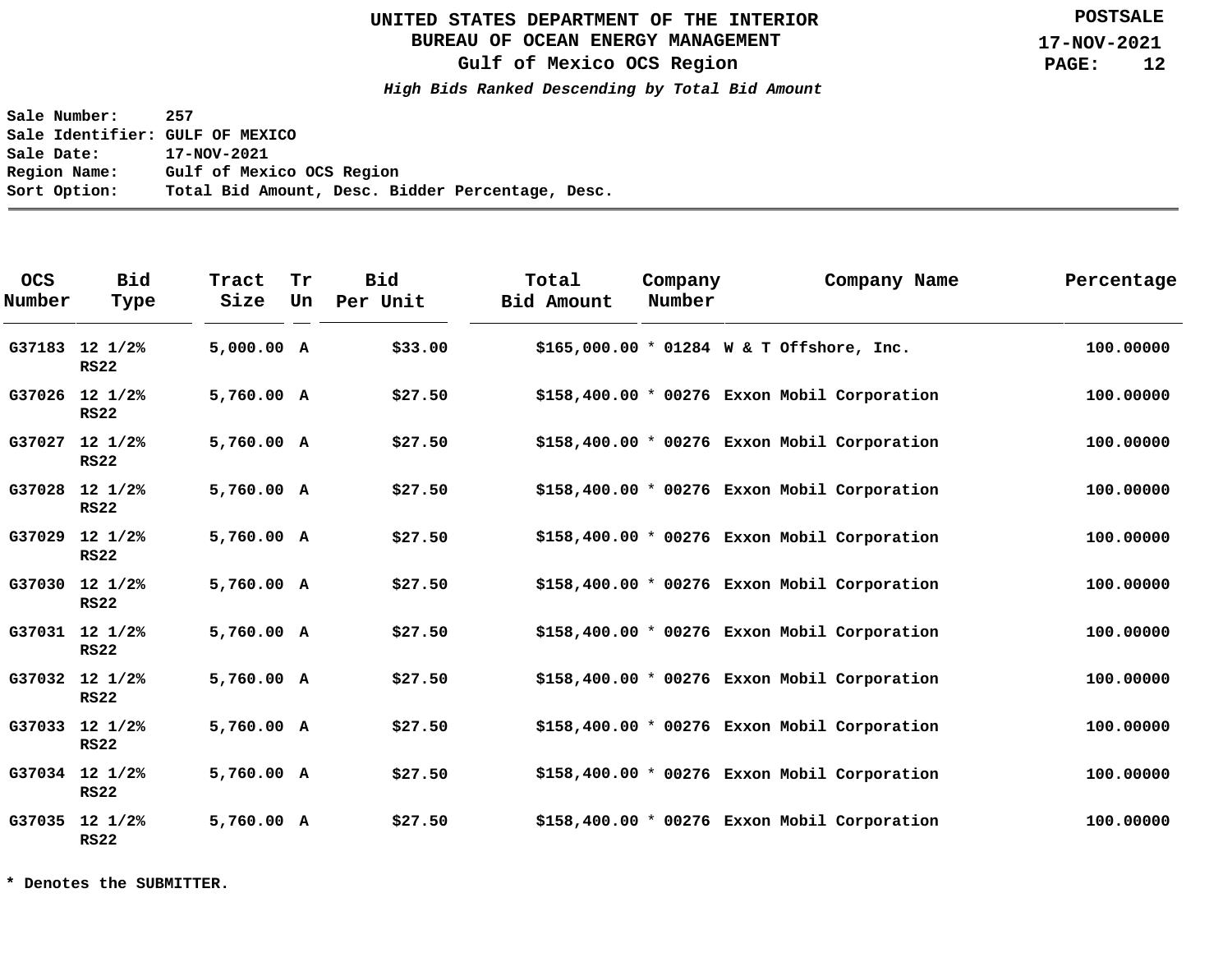# UNITED STATES DEPARTMENT OF THE INTERIOR
## BUREAU OF OCEAN ENERGY MANAGEMENT
## Gulf of Mexico OCS Region

POSTSALE
17-NOV-2021

***High Bids Ranked Descending by Total Bid Amount***

**Sale Number:** 257
**Sale Identifier:** GULF OF MEXICO
**Sale Date:** 17-NOV-2021
**Region Name:** Gulf of Mexico OCS Region
**Sort Option:** Total Bid Amount, Desc. Bidder Percentage, Desc.

| OCS Number | Bid Type | Tract Size | Tr Un | Bid Per Unit | Total Bid Amount | Company Number | Company Name | Percentage |
|---|---|---|---|---|---|---|---|---|
| G37183 | 12 1/2% RS22 | 5,000.00 | A | $33.00 | $165,000.00 | * 01284 | W & T Offshore, Inc. | 100.00000 |
| G37026 | 12 1/2% RS22 | 5,760.00 | A | $27.50 | $158,400.00 | * 00276 | Exxon Mobil Corporation | 100.00000 |
| G37027 | 12 1/2% RS22 | 5,760.00 | A | $27.50 | $158,400.00 | * 00276 | Exxon Mobil Corporation | 100.00000 |
| G37028 | 12 1/2% RS22 | 5,760.00 | A | $27.50 | $158,400.00 | * 00276 | Exxon Mobil Corporation | 100.00000 |
| G37029 | 12 1/2% RS22 | 5,760.00 | A | $27.50 | $158,400.00 | * 00276 | Exxon Mobil Corporation | 100.00000 |
| G37030 | 12 1/2% RS22 | 5,760.00 | A | $27.50 | $158,400.00 | * 00276 | Exxon Mobil Corporation | 100.00000 |
| G37031 | 12 1/2% RS22 | 5,760.00 | A | $27.50 | $158,400.00 | * 00276 | Exxon Mobil Corporation | 100.00000 |
| G37032 | 12 1/2% RS22 | 5,760.00 | A | $27.50 | $158,400.00 | * 00276 | Exxon Mobil Corporation | 100.00000 |
| G37033 | 12 1/2% RS22 | 5,760.00 | A | $27.50 | $158,400.00 | * 00276 | Exxon Mobil Corporation | 100.00000 |
| G37034 | 12 1/2% RS22 | 5,760.00 | A | $27.50 | $158,400.00 | * 00276 | Exxon Mobil Corporation | 100.00000 |
| G37035 | 12 1/2% RS22 | 5,760.00 | A | $27.50 | $158,400.00 | * 00276 | Exxon Mobil Corporation | 100.00000 |

**\* Denotes the SUBMITTER.**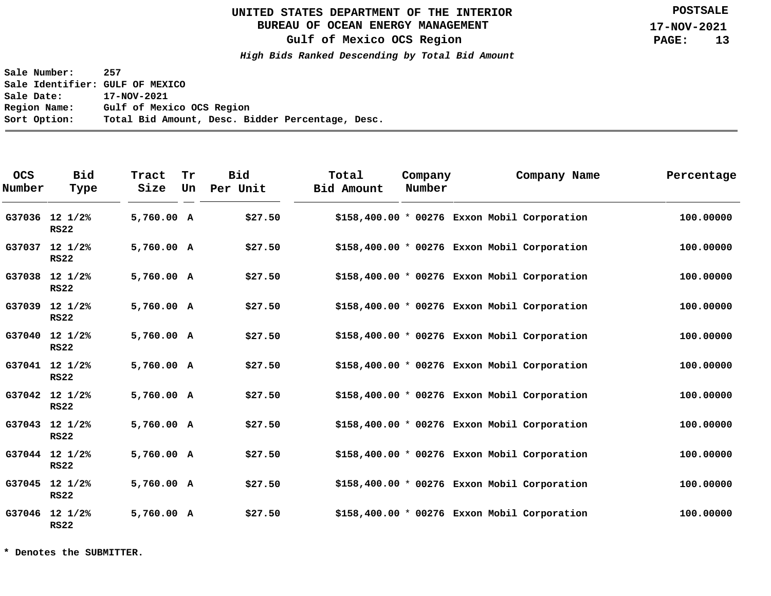UNITED STATES DEPARTMENT OF THE INTERIOR
BUREAU OF OCEAN ENERGY MANAGEMENT
Gulf of Mexico OCS Region

POSTSALE
17-NOV-2021

*High Bids Ranked Descending by Total Bid Amount*

**Sale Number:** 257
**Sale Identifier:** GULF OF MEXICO
**Sale Date:** 17-NOV-2021
**Region Name:** Gulf of Mexico OCS Region
**Sort Option:** Total Bid Amount, Desc. Bidder Percentage, Desc.

| OCS Number | Bid Type | Tract Size | Tr Un | Bid Per Unit | Total Bid Amount | Company Number | Company Name | Percentage |
|---|---|---|---|---|---|---|---|---|
| G37036 | 12 1/2% RS22 | 5,760.00 | A | $27.50 | $158,400.00 | * 00276 | Exxon Mobil Corporation | 100.00000 |
| G37037 | 12 1/2% RS22 | 5,760.00 | A | $27.50 | $158,400.00 | * 00276 | Exxon Mobil Corporation | 100.00000 |
| G37038 | 12 1/2% RS22 | 5,760.00 | A | $27.50 | $158,400.00 | * 00276 | Exxon Mobil Corporation | 100.00000 |
| G37039 | 12 1/2% RS22 | 5,760.00 | A | $27.50 | $158,400.00 | * 00276 | Exxon Mobil Corporation | 100.00000 |
| G37040 | 12 1/2% RS22 | 5,760.00 | A | $27.50 | $158,400.00 | * 00276 | Exxon Mobil Corporation | 100.00000 |
| G37041 | 12 1/2% RS22 | 5,760.00 | A | $27.50 | $158,400.00 | * 00276 | Exxon Mobil Corporation | 100.00000 |
| G37042 | 12 1/2% RS22 | 5,760.00 | A | $27.50 | $158,400.00 | * 00276 | Exxon Mobil Corporation | 100.00000 |
| G37043 | 12 1/2% RS22 | 5,760.00 | A | $27.50 | $158,400.00 | * 00276 | Exxon Mobil Corporation | 100.00000 |
| G37044 | 12 1/2% RS22 | 5,760.00 | A | $27.50 | $158,400.00 | * 00276 | Exxon Mobil Corporation | 100.00000 |
| G37045 | 12 1/2% RS22 | 5,760.00 | A | $27.50 | $158,400.00 | * 00276 | Exxon Mobil Corporation | 100.00000 |
| G37046 | 12 1/2% RS22 | 5,760.00 | A | $27.50 | $158,400.00 | * 00276 | Exxon Mobil Corporation | 100.00000 |

**\* Denotes the SUBMITTER.**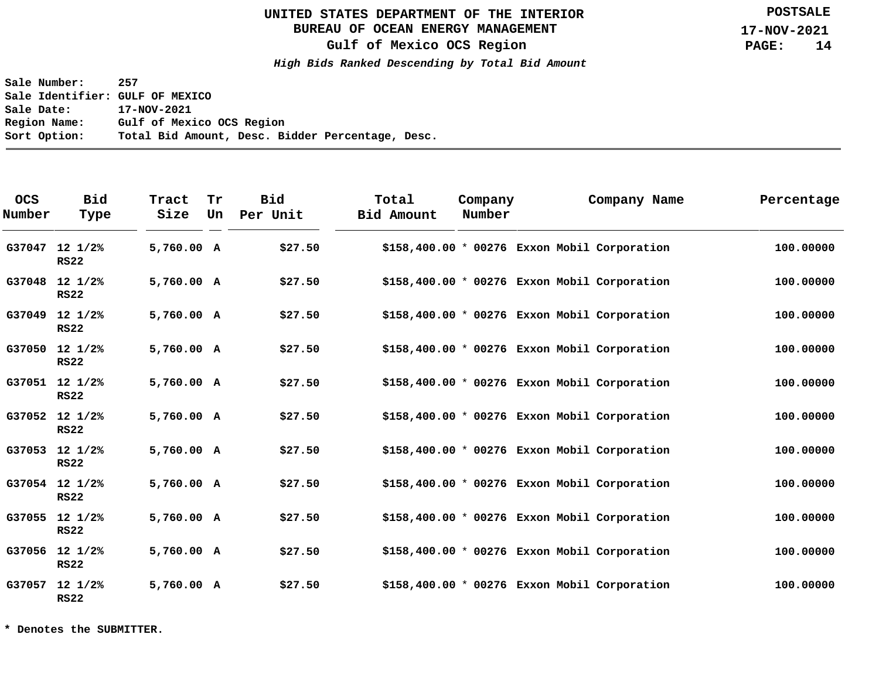# UNITED STATES DEPARTMENT OF THE INTERIOR
## BUREAU OF OCEAN ENERGY MANAGEMENT
## Gulf of Mexico OCS Region

POSTSALE
17-NOV-2021

***High Bids Ranked Descending by Total Bid Amount***

**Sale Number:** 257
**Sale Identifier:** GULF OF MEXICO
**Sale Date:** 17-NOV-2021
**Region Name:** Gulf of Mexico OCS Region
**Sort Option:** Total Bid Amount, Desc. Bidder Percentage, Desc.

| OCS Number | Bid Type | Tract Size | Tr Un | Bid Per Unit | Total Bid Amount | Company Number | Company Name | Percentage |
|---|---|---|---|---|---|---|---|---|
| G37047 | 12 1/2% RS22 | 5,760.00 | A | $27.50 | $158,400.00 | * 00276 | Exxon Mobil Corporation | 100.00000 |
| G37048 | 12 1/2% RS22 | 5,760.00 | A | $27.50 | $158,400.00 | * 00276 | Exxon Mobil Corporation | 100.00000 |
| G37049 | 12 1/2% RS22 | 5,760.00 | A | $27.50 | $158,400.00 | * 00276 | Exxon Mobil Corporation | 100.00000 |
| G37050 | 12 1/2% RS22 | 5,760.00 | A | $27.50 | $158,400.00 | * 00276 | Exxon Mobil Corporation | 100.00000 |
| G37051 | 12 1/2% RS22 | 5,760.00 | A | $27.50 | $158,400.00 | * 00276 | Exxon Mobil Corporation | 100.00000 |
| G37052 | 12 1/2% RS22 | 5,760.00 | A | $27.50 | $158,400.00 | * 00276 | Exxon Mobil Corporation | 100.00000 |
| G37053 | 12 1/2% RS22 | 5,760.00 | A | $27.50 | $158,400.00 | * 00276 | Exxon Mobil Corporation | 100.00000 |
| G37054 | 12 1/2% RS22 | 5,760.00 | A | $27.50 | $158,400.00 | * 00276 | Exxon Mobil Corporation | 100.00000 |
| G37055 | 12 1/2% RS22 | 5,760.00 | A | $27.50 | $158,400.00 | * 00276 | Exxon Mobil Corporation | 100.00000 |
| G37056 | 12 1/2% RS22 | 5,760.00 | A | $27.50 | $158,400.00 | * 00276 | Exxon Mobil Corporation | 100.00000 |
| G37057 | 12 1/2% RS22 | 5,760.00 | A | $27.50 | $158,400.00 | * 00276 | Exxon Mobil Corporation | 100.00000 |

**\* Denotes the SUBMITTER.**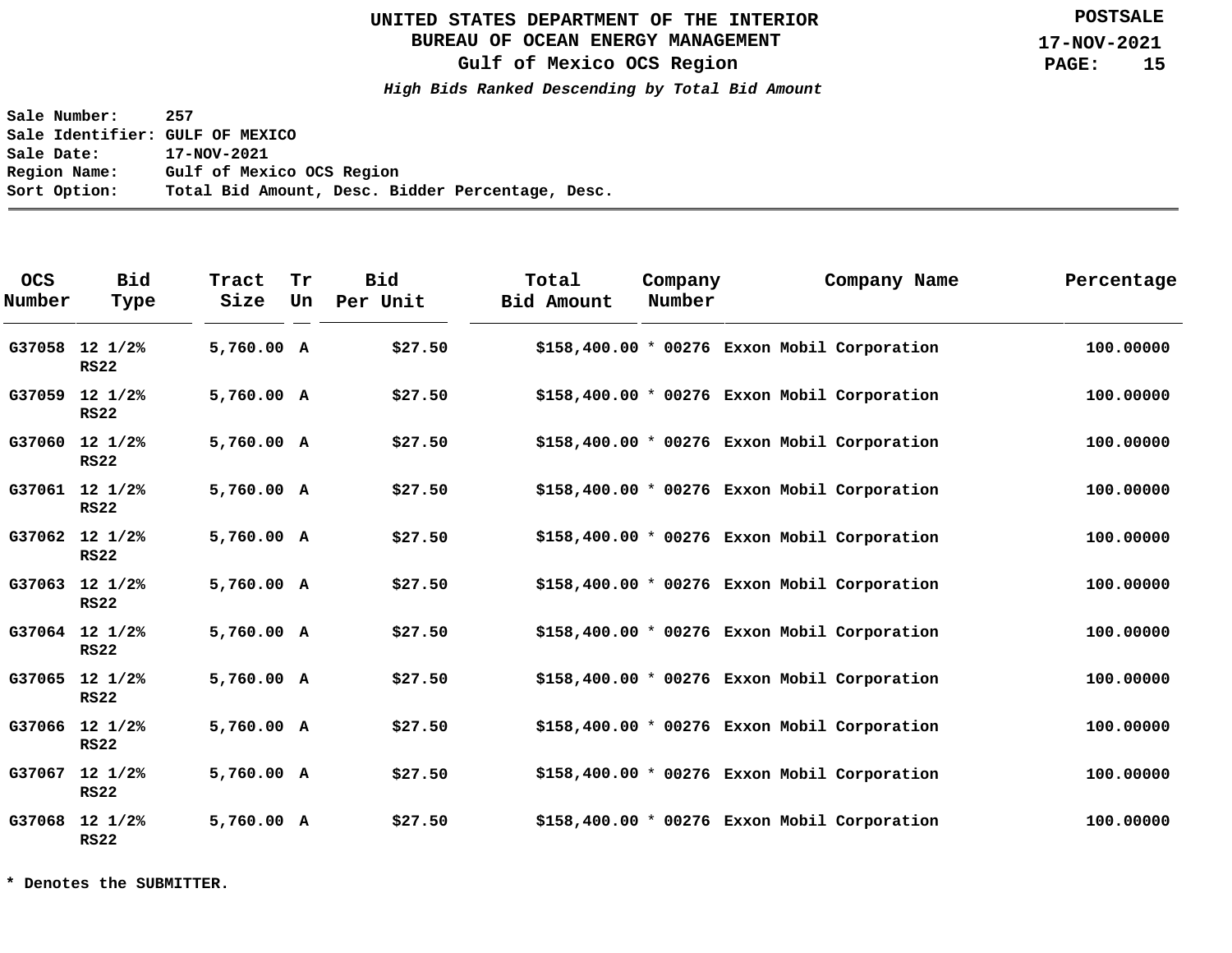# UNITED STATES DEPARTMENT OF THE INTERIOR
## BUREAU OF OCEAN ENERGY MANAGEMENT
## Gulf of Mexico OCS Region

POSTSALE
17-NOV-2021

***High Bids Ranked Descending by Total Bid Amount***

**Sale Number:** 257
**Sale Identifier:** GULF OF MEXICO
**Sale Date:** 17-NOV-2021
**Region Name:** Gulf of Mexico OCS Region
**Sort Option:** Total Bid Amount, Desc. Bidder Percentage, Desc.

| OCS Number | Bid Type | Tract Size | Tr Un | Bid Per Unit | Total Bid Amount | | Company Number | Company Name | Percentage |
|---|---|---|---|---|---|---|---|---|---|
| G37058 | 12 1/2% RS22 | 5,760.00 | A | $27.50 | $158,400.00 | * | 00276 | Exxon Mobil Corporation | 100.00000 |
| G37059 | 12 1/2% RS22 | 5,760.00 | A | $27.50 | $158,400.00 | * | 00276 | Exxon Mobil Corporation | 100.00000 |
| G37060 | 12 1/2% RS22 | 5,760.00 | A | $27.50 | $158,400.00 | * | 00276 | Exxon Mobil Corporation | 100.00000 |
| G37061 | 12 1/2% RS22 | 5,760.00 | A | $27.50 | $158,400.00 | * | 00276 | Exxon Mobil Corporation | 100.00000 |
| G37062 | 12 1/2% RS22 | 5,760.00 | A | $27.50 | $158,400.00 | * | 00276 | Exxon Mobil Corporation | 100.00000 |
| G37063 | 12 1/2% RS22 | 5,760.00 | A | $27.50 | $158,400.00 | * | 00276 | Exxon Mobil Corporation | 100.00000 |
| G37064 | 12 1/2% RS22 | 5,760.00 | A | $27.50 | $158,400.00 | * | 00276 | Exxon Mobil Corporation | 100.00000 |
| G37065 | 12 1/2% RS22 | 5,760.00 | A | $27.50 | $158,400.00 | * | 00276 | Exxon Mobil Corporation | 100.00000 |
| G37066 | 12 1/2% RS22 | 5,760.00 | A | $27.50 | $158,400.00 | * | 00276 | Exxon Mobil Corporation | 100.00000 |
| G37067 | 12 1/2% RS22 | 5,760.00 | A | $27.50 | $158,400.00 | * | 00276 | Exxon Mobil Corporation | 100.00000 |
| G37068 | 12 1/2% RS22 | 5,760.00 | A | $27.50 | $158,400.00 | * | 00276 | Exxon Mobil Corporation | 100.00000 |

**\* Denotes the SUBMITTER.**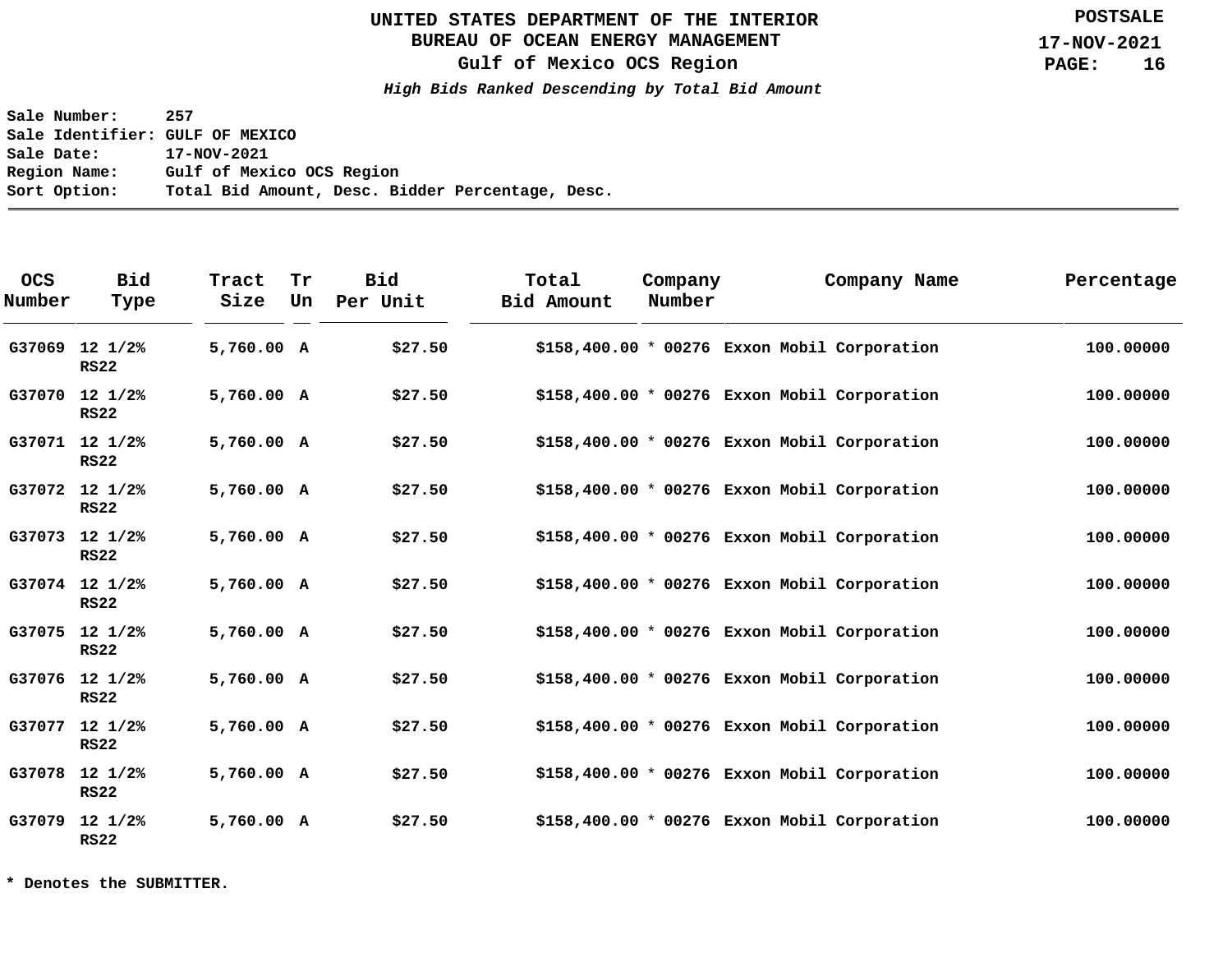# UNITED STATES DEPARTMENT OF THE INTERIOR
## BUREAU OF OCEAN ENERGY MANAGEMENT
## Gulf of Mexico OCS Region

**POSTSALE**
**17-NOV-2021**

***High Bids Ranked Descending by Total Bid Amount***

**Sale Number:** 257
**Sale Identifier:** GULF OF MEXICO
**Sale Date:** 17-NOV-2021
**Region Name:** Gulf of Mexico OCS Region
**Sort Option:** Total Bid Amount, Desc. Bidder Percentage, Desc.

| OCS Number | Bid Type | Tract Size | Tr Un | Bid Per Unit | Total Bid Amount | | Company Number | Company Name | Percentage |
|---|---|---|---|---|---|---|---|---|---|
| G37069 | 12 1/2% RS22 | 5,760.00 | A | $27.50 | $158,400.00 | * | 00276 | Exxon Mobil Corporation | 100.00000 |
| G37070 | 12 1/2% RS22 | 5,760.00 | A | $27.50 | $158,400.00 | * | 00276 | Exxon Mobil Corporation | 100.00000 |
| G37071 | 12 1/2% RS22 | 5,760.00 | A | $27.50 | $158,400.00 | * | 00276 | Exxon Mobil Corporation | 100.00000 |
| G37072 | 12 1/2% RS22 | 5,760.00 | A | $27.50 | $158,400.00 | * | 00276 | Exxon Mobil Corporation | 100.00000 |
| G37073 | 12 1/2% RS22 | 5,760.00 | A | $27.50 | $158,400.00 | * | 00276 | Exxon Mobil Corporation | 100.00000 |
| G37074 | 12 1/2% RS22 | 5,760.00 | A | $27.50 | $158,400.00 | * | 00276 | Exxon Mobil Corporation | 100.00000 |
| G37075 | 12 1/2% RS22 | 5,760.00 | A | $27.50 | $158,400.00 | * | 00276 | Exxon Mobil Corporation | 100.00000 |
| G37076 | 12 1/2% RS22 | 5,760.00 | A | $27.50 | $158,400.00 | * | 00276 | Exxon Mobil Corporation | 100.00000 |
| G37077 | 12 1/2% RS22 | 5,760.00 | A | $27.50 | $158,400.00 | * | 00276 | Exxon Mobil Corporation | 100.00000 |
| G37078 | 12 1/2% RS22 | 5,760.00 | A | $27.50 | $158,400.00 | * | 00276 | Exxon Mobil Corporation | 100.00000 |
| G37079 | 12 1/2% RS22 | 5,760.00 | A | $27.50 | $158,400.00 | * | 00276 | Exxon Mobil Corporation | 100.00000 |

**\* Denotes the SUBMITTER.**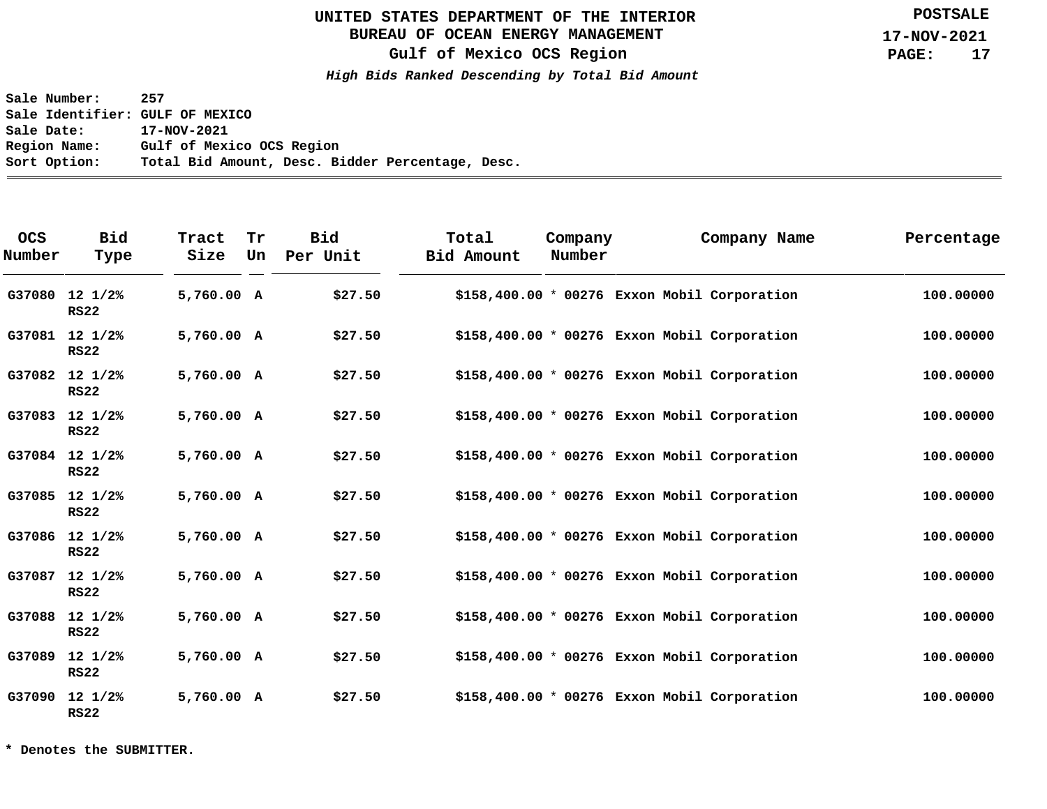# UNITED STATES DEPARTMENT OF THE INTERIOR
## BUREAU OF OCEAN ENERGY MANAGEMENT
### Gulf of Mexico OCS Region

***High Bids Ranked Descending by Total Bid Amount***

**POSTSALE**
**17-NOV-2021**

**Sale Number:** 257
**Sale Identifier:** GULF OF MEXICO
**Sale Date:** 17-NOV-2021
**Region Name:** Gulf of Mexico OCS Region
**Sort Option:** Total Bid Amount, Desc. Bidder Percentage, Desc.

| OCS Number | Bid Type | Tract Size | Tr Un | Bid Per Unit | Total Bid Amount | Company Number | Company Name | Percentage |
|---|---|---|---|---|---|---|---|---|
| G37080 | 12 1/2% RS22 | 5,760.00 | A | $27.50 | $158,400.00 | * 00276 | Exxon Mobil Corporation | 100.00000 |
| G37081 | 12 1/2% RS22 | 5,760.00 | A | $27.50 | $158,400.00 | * 00276 | Exxon Mobil Corporation | 100.00000 |
| G37082 | 12 1/2% RS22 | 5,760.00 | A | $27.50 | $158,400.00 | * 00276 | Exxon Mobil Corporation | 100.00000 |
| G37083 | 12 1/2% RS22 | 5,760.00 | A | $27.50 | $158,400.00 | * 00276 | Exxon Mobil Corporation | 100.00000 |
| G37084 | 12 1/2% RS22 | 5,760.00 | A | $27.50 | $158,400.00 | * 00276 | Exxon Mobil Corporation | 100.00000 |
| G37085 | 12 1/2% RS22 | 5,760.00 | A | $27.50 | $158,400.00 | * 00276 | Exxon Mobil Corporation | 100.00000 |
| G37086 | 12 1/2% RS22 | 5,760.00 | A | $27.50 | $158,400.00 | * 00276 | Exxon Mobil Corporation | 100.00000 |
| G37087 | 12 1/2% RS22 | 5,760.00 | A | $27.50 | $158,400.00 | * 00276 | Exxon Mobil Corporation | 100.00000 |
| G37088 | 12 1/2% RS22 | 5,760.00 | A | $27.50 | $158,400.00 | * 00276 | Exxon Mobil Corporation | 100.00000 |
| G37089 | 12 1/2% RS22 | 5,760.00 | A | $27.50 | $158,400.00 | * 00276 | Exxon Mobil Corporation | 100.00000 |
| G37090 | 12 1/2% RS22 | 5,760.00 | A | $27.50 | $158,400.00 | * 00276 | Exxon Mobil Corporation | 100.00000 |

**\* Denotes the SUBMITTER.**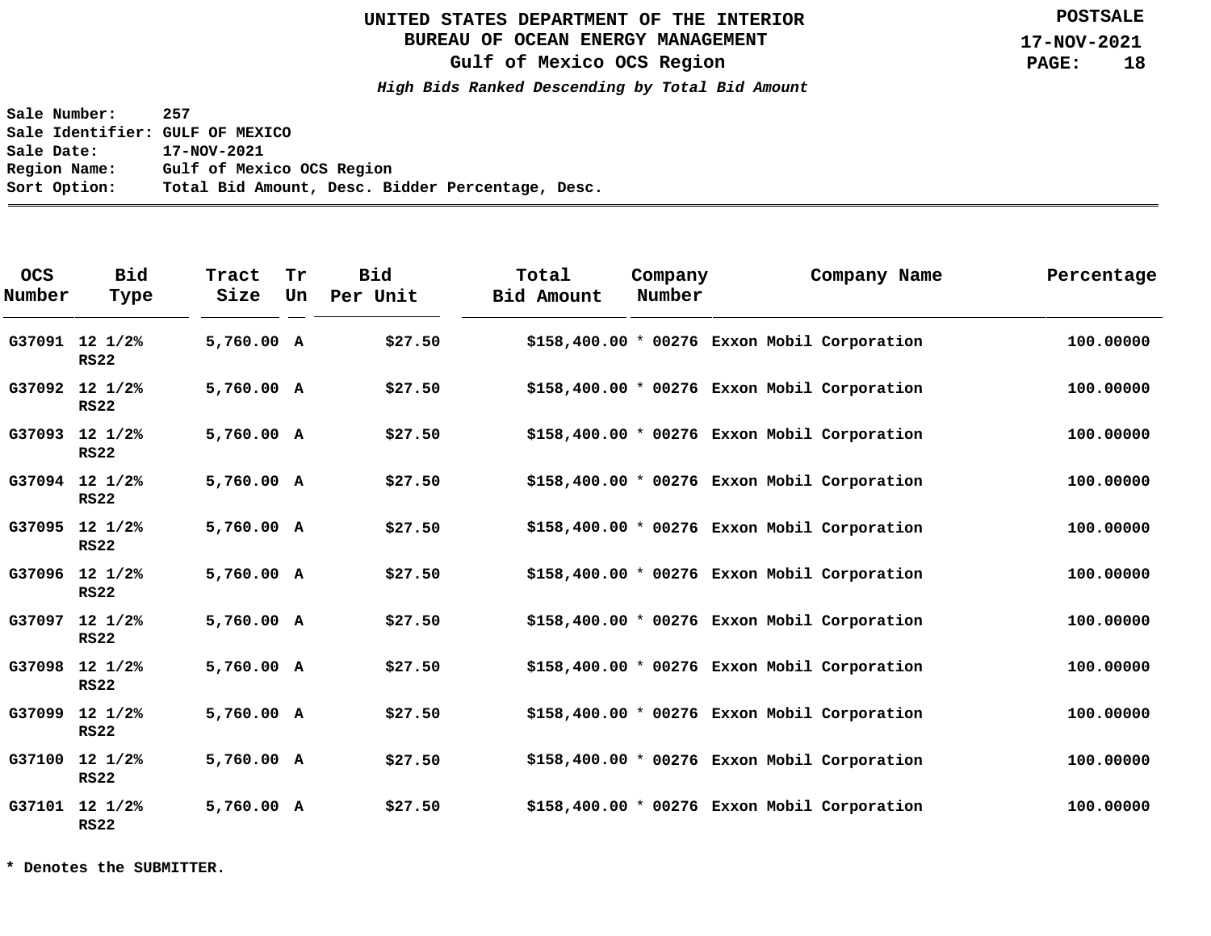# UNITED STATES DEPARTMENT OF THE INTERIOR
## BUREAU OF OCEAN ENERGY MANAGEMENT
## Gulf of Mexico OCS Region

***High Bids Ranked Descending by Total Bid Amount***

**POSTSALE**
**17-NOV-2021**

**Sale Number:** 257
**Sale Identifier:** GULF OF MEXICO
**Sale Date:** 17-NOV-2021
**Region Name:** Gulf of Mexico OCS Region
**Sort Option:** Total Bid Amount, Desc. Bidder Percentage, Desc.

| OCS Number | Bid Type | Tract Size | Tr Un | Bid Per Unit | Total Bid Amount | Company Number | Company Name | Percentage |
|---|---|---|---|---|---|---|---|---|
| G37091 | 12 1/2% RS22 | 5,760.00 | A | $27.50 | $158,400.00 | * 00276 | Exxon Mobil Corporation | 100.00000 |
| G37092 | 12 1/2% RS22 | 5,760.00 | A | $27.50 | $158,400.00 | * 00276 | Exxon Mobil Corporation | 100.00000 |
| G37093 | 12 1/2% RS22 | 5,760.00 | A | $27.50 | $158,400.00 | * 00276 | Exxon Mobil Corporation | 100.00000 |
| G37094 | 12 1/2% RS22 | 5,760.00 | A | $27.50 | $158,400.00 | * 00276 | Exxon Mobil Corporation | 100.00000 |
| G37095 | 12 1/2% RS22 | 5,760.00 | A | $27.50 | $158,400.00 | * 00276 | Exxon Mobil Corporation | 100.00000 |
| G37096 | 12 1/2% RS22 | 5,760.00 | A | $27.50 | $158,400.00 | * 00276 | Exxon Mobil Corporation | 100.00000 |
| G37097 | 12 1/2% RS22 | 5,760.00 | A | $27.50 | $158,400.00 | * 00276 | Exxon Mobil Corporation | 100.00000 |
| G37098 | 12 1/2% RS22 | 5,760.00 | A | $27.50 | $158,400.00 | * 00276 | Exxon Mobil Corporation | 100.00000 |
| G37099 | 12 1/2% RS22 | 5,760.00 | A | $27.50 | $158,400.00 | * 00276 | Exxon Mobil Corporation | 100.00000 |
| G37100 | 12 1/2% RS22 | 5,760.00 | A | $27.50 | $158,400.00 | * 00276 | Exxon Mobil Corporation | 100.00000 |
| G37101 | 12 1/2% RS22 | 5,760.00 | A | $27.50 | $158,400.00 | * 00276 | Exxon Mobil Corporation | 100.00000 |

**\* Denotes the SUBMITTER.**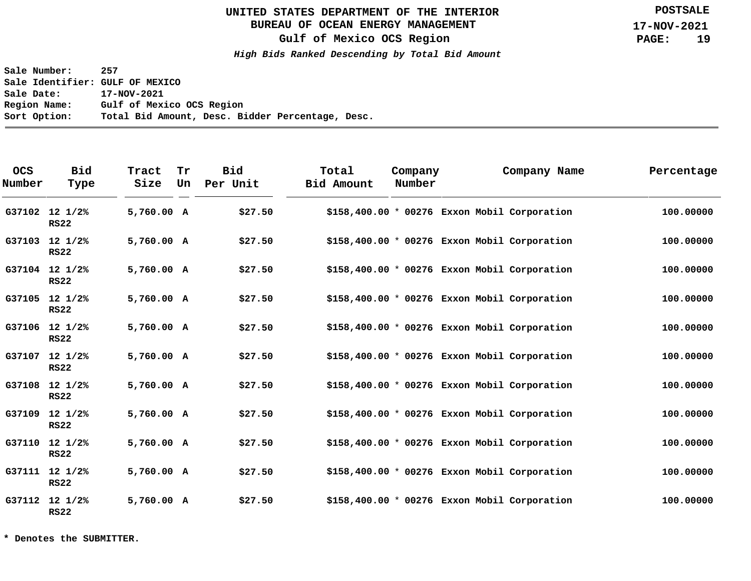**UNITED STATES DEPARTMENT OF THE INTERIOR**
**BUREAU OF OCEAN ENERGY MANAGEMENT**
**Gulf of Mexico OCS Region**

***High Bids Ranked Descending by Total Bid Amount***

**POSTSALE**
**17-NOV-2021**

**Sale Number:** 257
**Sale Identifier:** GULF OF MEXICO
**Sale Date:** 17-NOV-2021
**Region Name:** Gulf of Mexico OCS Region
**Sort Option:** Total Bid Amount, Desc. Bidder Percentage, Desc.

| OCS Number | Bid Type | Tract Size | Tr Un | Bid Per Unit | Total Bid Amount | Company Number | Company Name | Percentage |
|---|---|---|---|---|---|---|---|---|
| G37102 | 12 1/2% RS22 | 5,760.00 | A | $27.50 | $158,400.00 | * 00276 | Exxon Mobil Corporation | 100.00000 |
| G37103 | 12 1/2% RS22 | 5,760.00 | A | $27.50 | $158,400.00 | * 00276 | Exxon Mobil Corporation | 100.00000 |
| G37104 | 12 1/2% RS22 | 5,760.00 | A | $27.50 | $158,400.00 | * 00276 | Exxon Mobil Corporation | 100.00000 |
| G37105 | 12 1/2% RS22 | 5,760.00 | A | $27.50 | $158,400.00 | * 00276 | Exxon Mobil Corporation | 100.00000 |
| G37106 | 12 1/2% RS22 | 5,760.00 | A | $27.50 | $158,400.00 | * 00276 | Exxon Mobil Corporation | 100.00000 |
| G37107 | 12 1/2% RS22 | 5,760.00 | A | $27.50 | $158,400.00 | * 00276 | Exxon Mobil Corporation | 100.00000 |
| G37108 | 12 1/2% RS22 | 5,760.00 | A | $27.50 | $158,400.00 | * 00276 | Exxon Mobil Corporation | 100.00000 |
| G37109 | 12 1/2% RS22 | 5,760.00 | A | $27.50 | $158,400.00 | * 00276 | Exxon Mobil Corporation | 100.00000 |
| G37110 | 12 1/2% RS22 | 5,760.00 | A | $27.50 | $158,400.00 | * 00276 | Exxon Mobil Corporation | 100.00000 |
| G37111 | 12 1/2% RS22 | 5,760.00 | A | $27.50 | $158,400.00 | * 00276 | Exxon Mobil Corporation | 100.00000 |
| G37112 | 12 1/2% RS22 | 5,760.00 | A | $27.50 | $158,400.00 | * 00276 | Exxon Mobil Corporation | 100.00000 |

**\* Denotes the SUBMITTER.**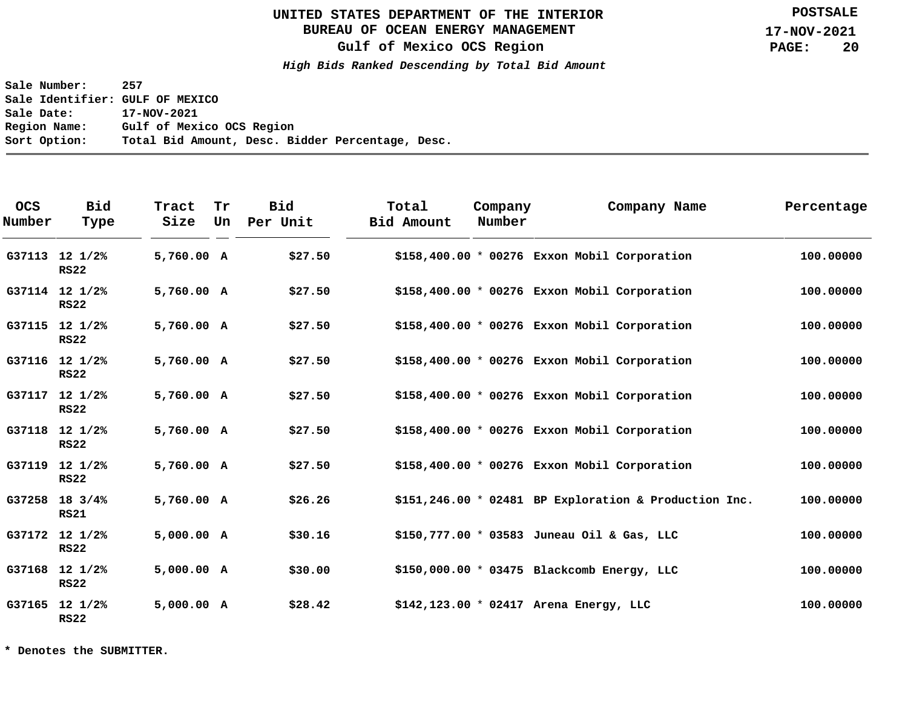UNITED STATES DEPARTMENT OF THE INTERIOR
BUREAU OF OCEAN ENERGY MANAGEMENT
Gulf of Mexico OCS Region

*High Bids Ranked Descending by Total Bid Amount*

POSTSALE
17-NOV-2021

Sale Number: 257
Sale Identifier: GULF OF MEXICO
Sale Date: 17-NOV-2021
Region Name: Gulf of Mexico OCS Region
Sort Option: Total Bid Amount, Desc. Bidder Percentage, Desc.

| OCS Number | Bid Type | Tract Size | Tr Un | Bid Per Unit | Total Bid Amount | | Company Number | Company Name | Percentage |
|---|---|---|---|---|---|---|---|---|---|
| G37113 | 12 1/2% RS22 | 5,760.00 | A | $27.50 | $158,400.00 | * | 00276 | Exxon Mobil Corporation | 100.00000 |
| G37114 | 12 1/2% RS22 | 5,760.00 | A | $27.50 | $158,400.00 | * | 00276 | Exxon Mobil Corporation | 100.00000 |
| G37115 | 12 1/2% RS22 | 5,760.00 | A | $27.50 | $158,400.00 | * | 00276 | Exxon Mobil Corporation | 100.00000 |
| G37116 | 12 1/2% RS22 | 5,760.00 | A | $27.50 | $158,400.00 | * | 00276 | Exxon Mobil Corporation | 100.00000 |
| G37117 | 12 1/2% RS22 | 5,760.00 | A | $27.50 | $158,400.00 | * | 00276 | Exxon Mobil Corporation | 100.00000 |
| G37118 | 12 1/2% RS22 | 5,760.00 | A | $27.50 | $158,400.00 | * | 00276 | Exxon Mobil Corporation | 100.00000 |
| G37119 | 12 1/2% RS22 | 5,760.00 | A | $27.50 | $158,400.00 | * | 00276 | Exxon Mobil Corporation | 100.00000 |
| G37258 | 18 3/4% RS21 | 5,760.00 | A | $26.26 | $151,246.00 | * | 02481 | BP Exploration & Production Inc. | 100.00000 |
| G37172 | 12 1/2% RS22 | 5,000.00 | A | $30.16 | $150,777.00 | * | 03583 | Juneau Oil & Gas, LLC | 100.00000 |
| G37168 | 12 1/2% RS22 | 5,000.00 | A | $30.00 | $150,000.00 | * | 03475 | Blackcomb Energy, LLC | 100.00000 |
| G37165 | 12 1/2% RS22 | 5,000.00 | A | $28.42 | $142,123.00 | * | 02417 | Arena Energy, LLC | 100.00000 |

* Denotes the SUBMITTER.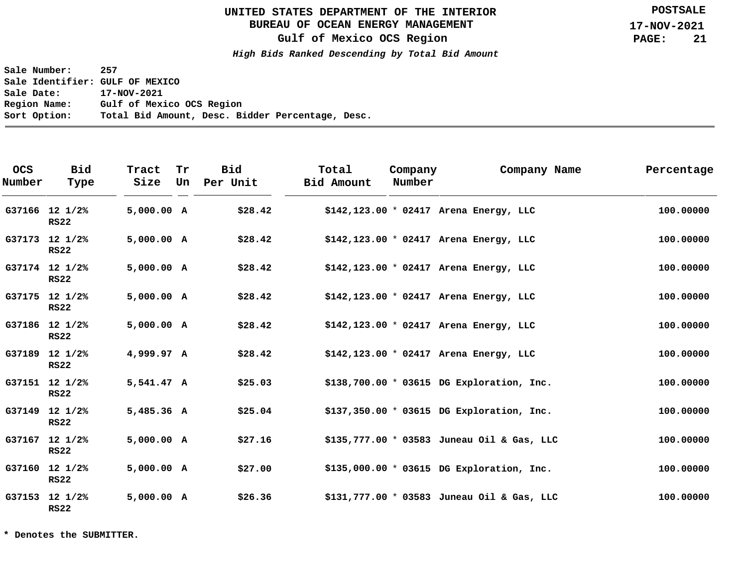# UNITED STATES DEPARTMENT OF THE INTERIOR
## BUREAU OF OCEAN ENERGY MANAGEMENT
## Gulf of Mexico OCS Region

POSTSALE
17-NOV-2021

***High Bids Ranked Descending by Total Bid Amount***

**Sale Number:** 257
**Sale Identifier:** GULF OF MEXICO
**Sale Date:** 17-NOV-2021
**Region Name:** Gulf of Mexico OCS Region
**Sort Option:** Total Bid Amount, Desc. Bidder Percentage, Desc.

| OCS Number | Bid Type | Tract Size | Tr Un | Bid Per Unit | Total Bid Amount | | Company Number | Company Name | Percentage |
|---|---|---|---|---|---|---|---|---|---|
| G37166 | 12 1/2% RS22 | 5,000.00 | A | $28.42 | $142,123.00 | * | 02417 | Arena Energy, LLC | 100.00000 |
| G37173 | 12 1/2% RS22 | 5,000.00 | A | $28.42 | $142,123.00 | * | 02417 | Arena Energy, LLC | 100.00000 |
| G37174 | 12 1/2% RS22 | 5,000.00 | A | $28.42 | $142,123.00 | * | 02417 | Arena Energy, LLC | 100.00000 |
| G37175 | 12 1/2% RS22 | 5,000.00 | A | $28.42 | $142,123.00 | * | 02417 | Arena Energy, LLC | 100.00000 |
| G37186 | 12 1/2% RS22 | 5,000.00 | A | $28.42 | $142,123.00 | * | 02417 | Arena Energy, LLC | 100.00000 |
| G37189 | 12 1/2% RS22 | 4,999.97 | A | $28.42 | $142,123.00 | * | 02417 | Arena Energy, LLC | 100.00000 |
| G37151 | 12 1/2% RS22 | 5,541.47 | A | $25.03 | $138,700.00 | * | 03615 | DG Exploration, Inc. | 100.00000 |
| G37149 | 12 1/2% RS22 | 5,485.36 | A | $25.04 | $137,350.00 | * | 03615 | DG Exploration, Inc. | 100.00000 |
| G37167 | 12 1/2% RS22 | 5,000.00 | A | $27.16 | $135,777.00 | * | 03583 | Juneau Oil & Gas, LLC | 100.00000 |
| G37160 | 12 1/2% RS22 | 5,000.00 | A | $27.00 | $135,000.00 | * | 03615 | DG Exploration, Inc. | 100.00000 |
| G37153 | 12 1/2% RS22 | 5,000.00 | A | $26.36 | $131,777.00 | * | 03583 | Juneau Oil & Gas, LLC | 100.00000 |

**\* Denotes the SUBMITTER.**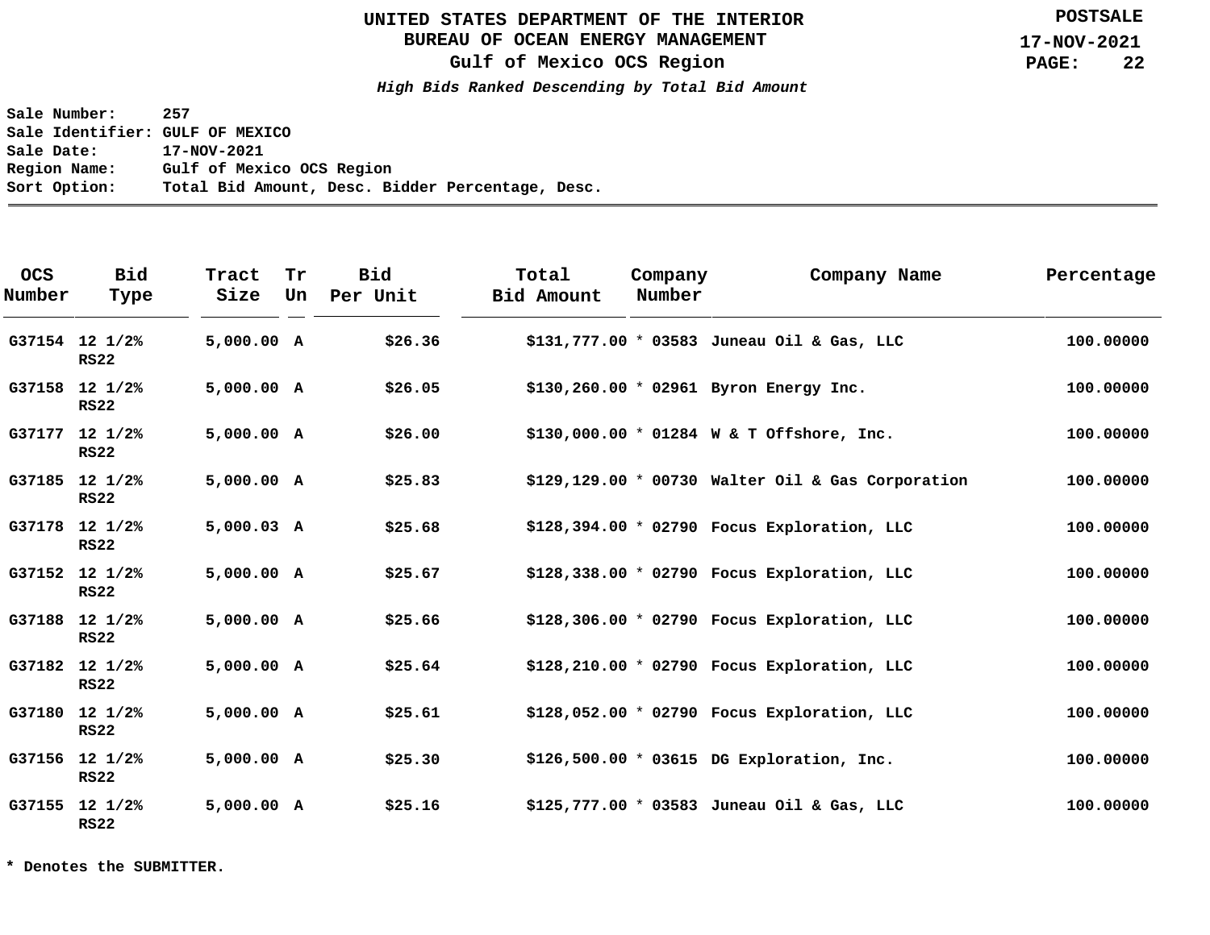# UNITED STATES DEPARTMENT OF THE INTERIOR
## BUREAU OF OCEAN ENERGY MANAGEMENT
## Gulf of Mexico OCS Region

POSTSALE
17-NOV-2021

***High Bids Ranked Descending by Total Bid Amount***

**Sale Number:** 257
**Sale Identifier:** GULF OF MEXICO
**Sale Date:** 17-NOV-2021
**Region Name:** Gulf of Mexico OCS Region
**Sort Option:** Total Bid Amount, Desc. Bidder Percentage, Desc.

| OCS Number | Bid Type | Tract Size | Tr Un | Bid Per Unit | Total Bid Amount | Company Number | Company Name | Percentage |
|---|---|---|---|---|---|---|---|---|
| G37154 | 12 1/2% RS22 | 5,000.00 | A | $26.36 | $131,777.00 | * 03583 | Juneau Oil & Gas, LLC | 100.00000 |
| G37158 | 12 1/2% RS22 | 5,000.00 | A | $26.05 | $130,260.00 | * 02961 | Byron Energy Inc. | 100.00000 |
| G37177 | 12 1/2% RS22 | 5,000.00 | A | $26.00 | $130,000.00 | * 01284 | W & T Offshore, Inc. | 100.00000 |
| G37185 | 12 1/2% RS22 | 5,000.00 | A | $25.83 | $129,129.00 | * 00730 | Walter Oil & Gas Corporation | 100.00000 |
| G37178 | 12 1/2% RS22 | 5,000.03 | A | $25.68 | $128,394.00 | * 02790 | Focus Exploration, LLC | 100.00000 |
| G37152 | 12 1/2% RS22 | 5,000.00 | A | $25.67 | $128,338.00 | * 02790 | Focus Exploration, LLC | 100.00000 |
| G37188 | 12 1/2% RS22 | 5,000.00 | A | $25.66 | $128,306.00 | * 02790 | Focus Exploration, LLC | 100.00000 |
| G37182 | 12 1/2% RS22 | 5,000.00 | A | $25.64 | $128,210.00 | * 02790 | Focus Exploration, LLC | 100.00000 |
| G37180 | 12 1/2% RS22 | 5,000.00 | A | $25.61 | $128,052.00 | * 02790 | Focus Exploration, LLC | 100.00000 |
| G37156 | 12 1/2% RS22 | 5,000.00 | A | $25.30 | $126,500.00 | * 03615 | DG Exploration, Inc. | 100.00000 |
| G37155 | 12 1/2% RS22 | 5,000.00 | A | $25.16 | $125,777.00 | * 03583 | Juneau Oil & Gas, LLC | 100.00000 |

**\* Denotes the SUBMITTER.**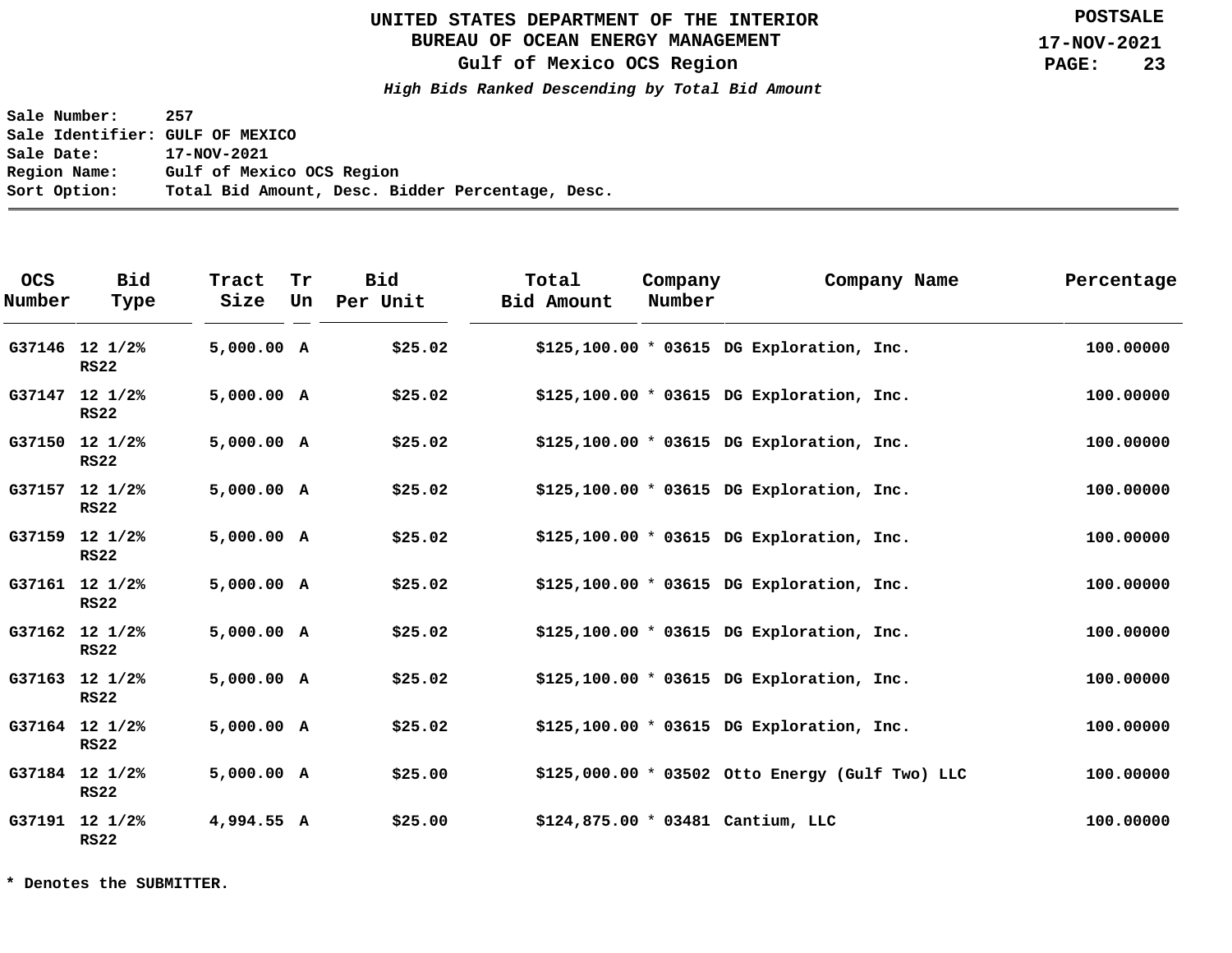# UNITED STATES DEPARTMENT OF THE INTERIOR
## BUREAU OF OCEAN ENERGY MANAGEMENT
## Gulf of Mexico OCS Region

POSTSALE
17-NOV-2021

***High Bids Ranked Descending by Total Bid Amount***

**Sale Number:** 257
**Sale Identifier:** GULF OF MEXICO
**Sale Date:** 17-NOV-2021
**Region Name:** Gulf of Mexico OCS Region
**Sort Option:** Total Bid Amount, Desc. Bidder Percentage, Desc.

| OCS Number | Bid Type | Tract Size | Tr Un | Bid Per Unit | Total Bid Amount | | Company Number | Company Name | Percentage |
|---|---|---|---|---|---|---|---|---|---|
| G37146 | 12 1/2% RS22 | 5,000.00 | A | $25.02 | $125,100.00 | * | 03615 | DG Exploration, Inc. | 100.00000 |
| G37147 | 12 1/2% RS22 | 5,000.00 | A | $25.02 | $125,100.00 | * | 03615 | DG Exploration, Inc. | 100.00000 |
| G37150 | 12 1/2% RS22 | 5,000.00 | A | $25.02 | $125,100.00 | * | 03615 | DG Exploration, Inc. | 100.00000 |
| G37157 | 12 1/2% RS22 | 5,000.00 | A | $25.02 | $125,100.00 | * | 03615 | DG Exploration, Inc. | 100.00000 |
| G37159 | 12 1/2% RS22 | 5,000.00 | A | $25.02 | $125,100.00 | * | 03615 | DG Exploration, Inc. | 100.00000 |
| G37161 | 12 1/2% RS22 | 5,000.00 | A | $25.02 | $125,100.00 | * | 03615 | DG Exploration, Inc. | 100.00000 |
| G37162 | 12 1/2% RS22 | 5,000.00 | A | $25.02 | $125,100.00 | * | 03615 | DG Exploration, Inc. | 100.00000 |
| G37163 | 12 1/2% RS22 | 5,000.00 | A | $25.02 | $125,100.00 | * | 03615 | DG Exploration, Inc. | 100.00000 |
| G37164 | 12 1/2% RS22 | 5,000.00 | A | $25.02 | $125,100.00 | * | 03615 | DG Exploration, Inc. | 100.00000 |
| G37184 | 12 1/2% RS22 | 5,000.00 | A | $25.00 | $125,000.00 | * | 03502 | Otto Energy (Gulf Two) LLC | 100.00000 |
| G37191 | 12 1/2% RS22 | 4,994.55 | A | $25.00 | $124,875.00 | * | 03481 | Cantium, LLC | 100.00000 |

**\* Denotes the SUBMITTER.**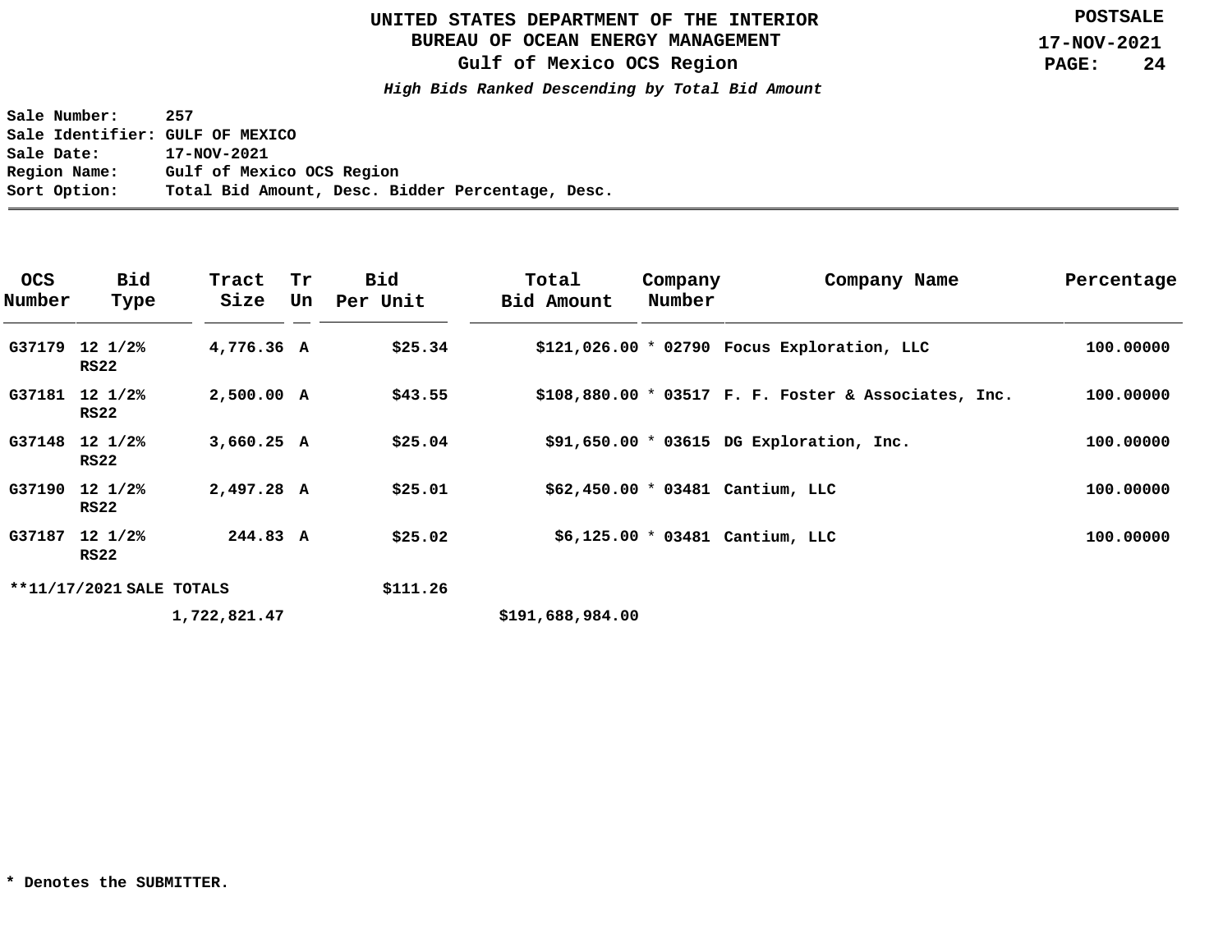# UNITED STATES DEPARTMENT OF THE INTERIOR
## BUREAU OF OCEAN ENERGY MANAGEMENT
## Gulf of Mexico OCS Region

**POSTSALE**
**17-NOV-2021**

***High Bids Ranked Descending by Total Bid Amount***

**Sale Number:** 257
**Sale Identifier:** GULF OF MEXICO
**Sale Date:** 17-NOV-2021
**Region Name:** Gulf of Mexico OCS Region
**Sort Option:** Total Bid Amount, Desc. Bidder Percentage, Desc.

| OCS Number | Bid Type | Tract Size | Tr Un | Bid Per Unit | Total Bid Amount | Company Number | Company Name | Percentage |
|---|---|---|---|---|---|---|---|---|
| G37179 | 12 1/2% RS22 | 4,776.36 | A | $25.34 | $121,026.00 | * 02790 | Focus Exploration, LLC | 100.00000 |
| G37181 | 12 1/2% RS22 | 2,500.00 | A | $43.55 | $108,880.00 | * 03517 | F. F. Foster & Associates, Inc. | 100.00000 |
| G37148 | 12 1/2% RS22 | 3,660.25 | A | $25.04 | $91,650.00 | * 03615 | DG Exploration, Inc. | 100.00000 |
| G37190 | 12 1/2% RS22 | 2,497.28 | A | $25.01 | $62,450.00 | * 03481 | Cantium, LLC | 100.00000 |
| G37187 | 12 1/2% RS22 | 244.83 | A | $25.02 | $6,125.00 | * 03481 | Cantium, LLC | 100.00000 |
| **11/17/2021 SALE TOTALS | | | | $111.26 | | | | |
| | | 1,722,821.47 | | | $191,688,984.00 | | | |

* Denotes the SUBMITTER.